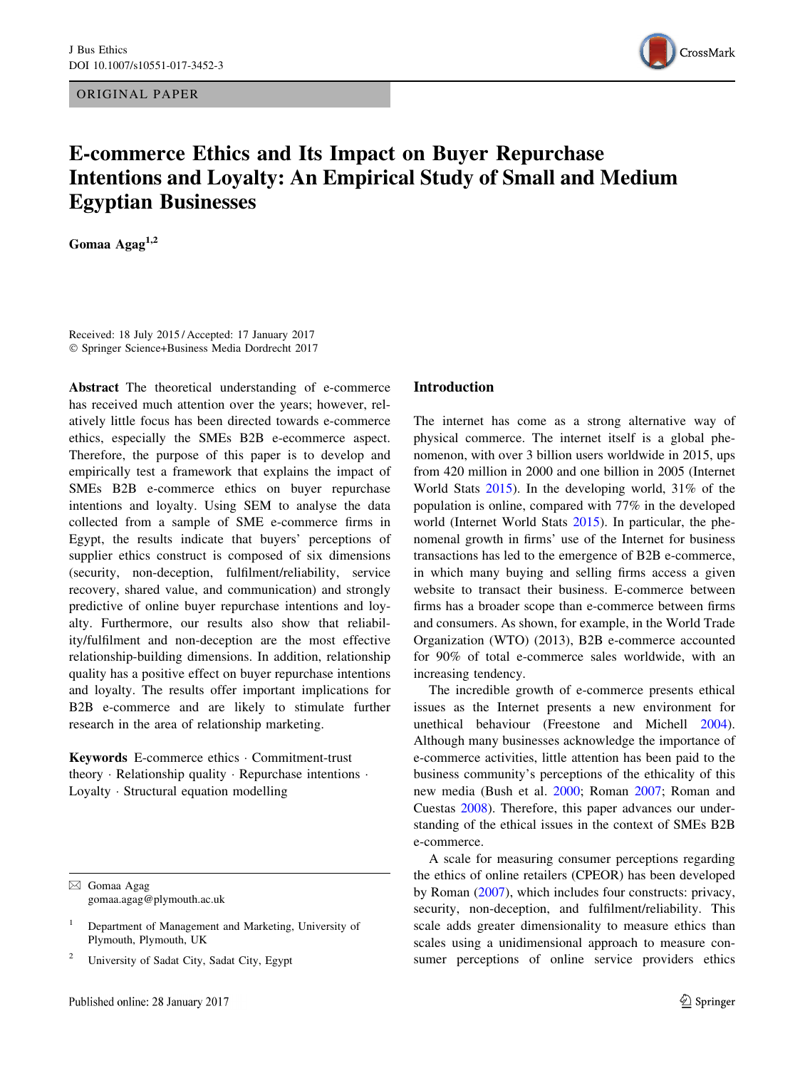ORIGINAL PAPER

# E-commerce Ethics and Its Impact on Buyer Repurchase Intentions and Loyalty: An Empirical Study of Small and Medium Egyptian Businesses

**Gomaa Agag**[1,2]

Received: 18 July 2015 / Accepted: 17 January 2017
© Springer Science+Business Media Dordrecht 2017

**Abstract** The theoretical understanding of e-commerce has received much attention over the years; however, relatively little focus has been directed towards e-commerce ethics, especially the SMEs B2B e-ecommerce aspect. Therefore, the purpose of this paper is to develop and empirically test a framework that explains the impact of SMEs B2B e-commerce ethics on buyer repurchase intentions and loyalty. Using SEM to analyse the data collected from a sample of SME e-commerce firms in Egypt, the results indicate that buyers' perceptions of supplier ethics construct is composed of six dimensions (security, non-deception, fulfilment/reliability, service recovery, shared value, and communication) and strongly predictive of online buyer repurchase intentions and loyalty. Furthermore, our results also show that reliability/fulfilment and non-deception are the most effective relationship-building dimensions. In addition, relationship quality has a positive effect on buyer repurchase intentions and loyalty. The results offer important implications for B2B e-commerce and are likely to stimulate further research in the area of relationship marketing.

**Keywords** E-commerce ethics · Commitment-trust theory · Relationship quality · Repurchase intentions · Loyalty · Structural equation modelling

✉ Gomaa Agag
gomaa.agag@plymouth.ac.uk

[1] Department of Management and Marketing, University of Plymouth, Plymouth, UK

[2] University of Sadat City, Sadat City, Egypt

## Introduction

The internet has come as a strong alternative way of physical commerce. The internet itself is a global phenomenon, with over 3 billion users worldwide in 2015, ups from 420 million in 2000 and one billion in 2005 (Internet World Stats 2015). In the developing world, 31% of the population is online, compared with 77% in the developed world (Internet World Stats 2015). In particular, the phenomenal growth in firms' use of the Internet for business transactions has led to the emergence of B2B e-commerce, in which many buying and selling firms access a given website to transact their business. E-commerce between firms has a broader scope than e-commerce between firms and consumers. As shown, for example, in the World Trade Organization (WTO) (2013), B2B e-commerce accounted for 90% of total e-commerce sales worldwide, with an increasing tendency.

The incredible growth of e-commerce presents ethical issues as the Internet presents a new environment for unethical behaviour (Freestone and Michell 2004). Although many businesses acknowledge the importance of e-commerce activities, little attention has been paid to the business community's perceptions of the ethicality of this new media (Bush et al. 2000; Roman 2007; Roman and Cuestas 2008). Therefore, this paper advances our understanding of the ethical issues in the context of SMEs B2B e-commerce.

A scale for measuring consumer perceptions regarding the ethics of online retailers (CPEOR) has been developed by Roman (2007), which includes four constructs: privacy, security, non-deception, and fulfilment/reliability. This scale adds greater dimensionality to measure ethics than scales using a unidimensional approach to measure consumer perceptions of online service providers ethics

Published online: 28 January 2017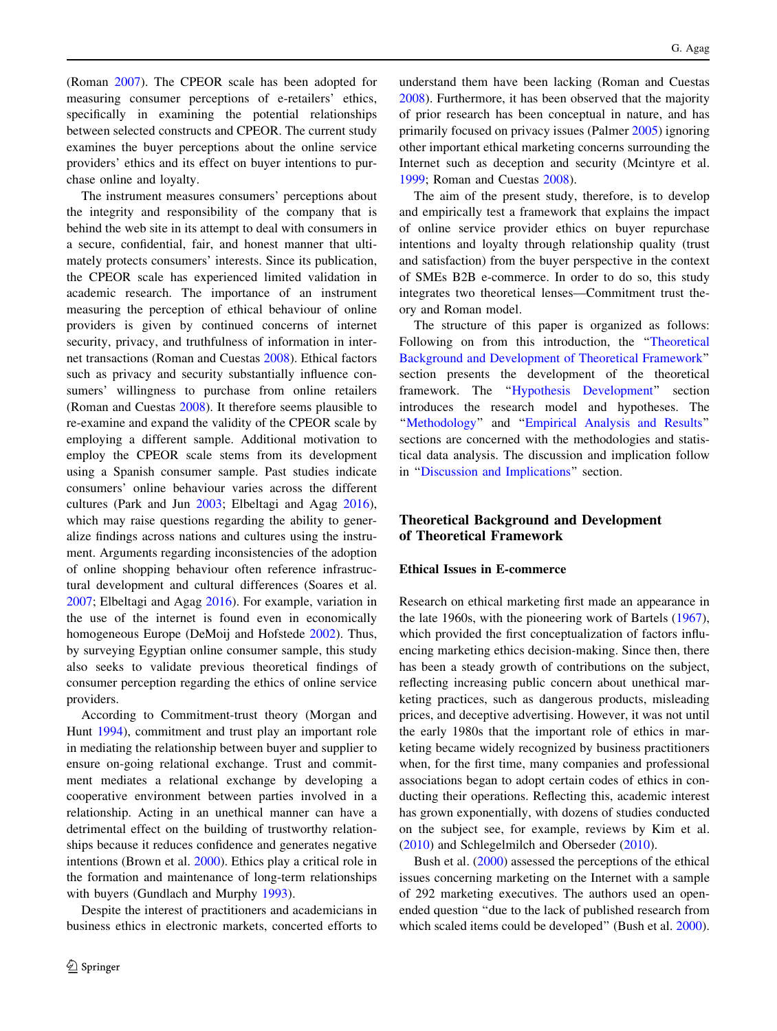(Roman 2007). The CPEOR scale has been adopted for measuring consumer perceptions of e-retailers' ethics, specifically in examining the potential relationships between selected constructs and CPEOR. The current study examines the buyer perceptions about the online service providers' ethics and its effect on buyer intentions to purchase online and loyalty.

The instrument measures consumers' perceptions about the integrity and responsibility of the company that is behind the web site in its attempt to deal with consumers in a secure, confidential, fair, and honest manner that ultimately protects consumers' interests. Since its publication, the CPEOR scale has experienced limited validation in academic research. The importance of an instrument measuring the perception of ethical behaviour of online providers is given by continued concerns of internet security, privacy, and truthfulness of information in internet transactions (Roman and Cuestas 2008). Ethical factors such as privacy and security substantially influence consumers' willingness to purchase from online retailers (Roman and Cuestas 2008). It therefore seems plausible to re-examine and expand the validity of the CPEOR scale by employing a different sample. Additional motivation to employ the CPEOR scale stems from its development using a Spanish consumer sample. Past studies indicate consumers' online behaviour varies across the different cultures (Park and Jun 2003; Elbeltagi and Agag 2016), which may raise questions regarding the ability to generalize findings across nations and cultures using the instrument. Arguments regarding inconsistencies of the adoption of online shopping behaviour often reference infrastructural development and cultural differences (Soares et al. 2007; Elbeltagi and Agag 2016). For example, variation in the use of the internet is found even in economically homogeneous Europe (DeMoij and Hofstede 2002). Thus, by surveying Egyptian online consumer sample, this study also seeks to validate previous theoretical findings of consumer perception regarding the ethics of online service providers.

According to Commitment-trust theory (Morgan and Hunt 1994), commitment and trust play an important role in mediating the relationship between buyer and supplier to ensure on-going relational exchange. Trust and commitment mediates a relational exchange by developing a cooperative environment between parties involved in a relationship. Acting in an unethical manner can have a detrimental effect on the building of trustworthy relationships because it reduces confidence and generates negative intentions (Brown et al. 2000). Ethics play a critical role in the formation and maintenance of long-term relationships with buyers (Gundlach and Murphy 1993).

Despite the interest of practitioners and academicians in business ethics in electronic markets, concerted efforts to understand them have been lacking (Roman and Cuestas 2008). Furthermore, it has been observed that the majority of prior research has been conceptual in nature, and has primarily focused on privacy issues (Palmer 2005) ignoring other important ethical marketing concerns surrounding the Internet such as deception and security (Mcintyre et al. 1999; Roman and Cuestas 2008).

The aim of the present study, therefore, is to develop and empirically test a framework that explains the impact of online service provider ethics on buyer repurchase intentions and loyalty through relationship quality (trust and satisfaction) from the buyer perspective in the context of SMEs B2B e-commerce. In order to do so, this study integrates two theoretical lenses—Commitment trust theory and Roman model.

The structure of this paper is organized as follows: Following on from this introduction, the "Theoretical Background and Development of Theoretical Framework" section presents the development of the theoretical framework. The "Hypothesis Development" section introduces the research model and hypotheses. The "Methodology" and "Empirical Analysis and Results" sections are concerned with the methodologies and statistical data analysis. The discussion and implication follow in "Discussion and Implications" section.

## Theoretical Background and Development of Theoretical Framework

### Ethical Issues in E-commerce

Research on ethical marketing first made an appearance in the late 1960s, with the pioneering work of Bartels (1967), which provided the first conceptualization of factors influencing marketing ethics decision-making. Since then, there has been a steady growth of contributions on the subject, reflecting increasing public concern about unethical marketing practices, such as dangerous products, misleading prices, and deceptive advertising. However, it was not until the early 1980s that the important role of ethics in marketing became widely recognized by business practitioners when, for the first time, many companies and professional associations began to adopt certain codes of ethics in conducting their operations. Reflecting this, academic interest has grown exponentially, with dozens of studies conducted on the subject see, for example, reviews by Kim et al. (2010) and Schlegelmilch and Oberseder (2010).

Bush et al. (2000) assessed the perceptions of the ethical issues concerning marketing on the Internet with a sample of 292 marketing executives. The authors used an open-ended question "due to the lack of published research from which scaled items could be developed" (Bush et al. 2000).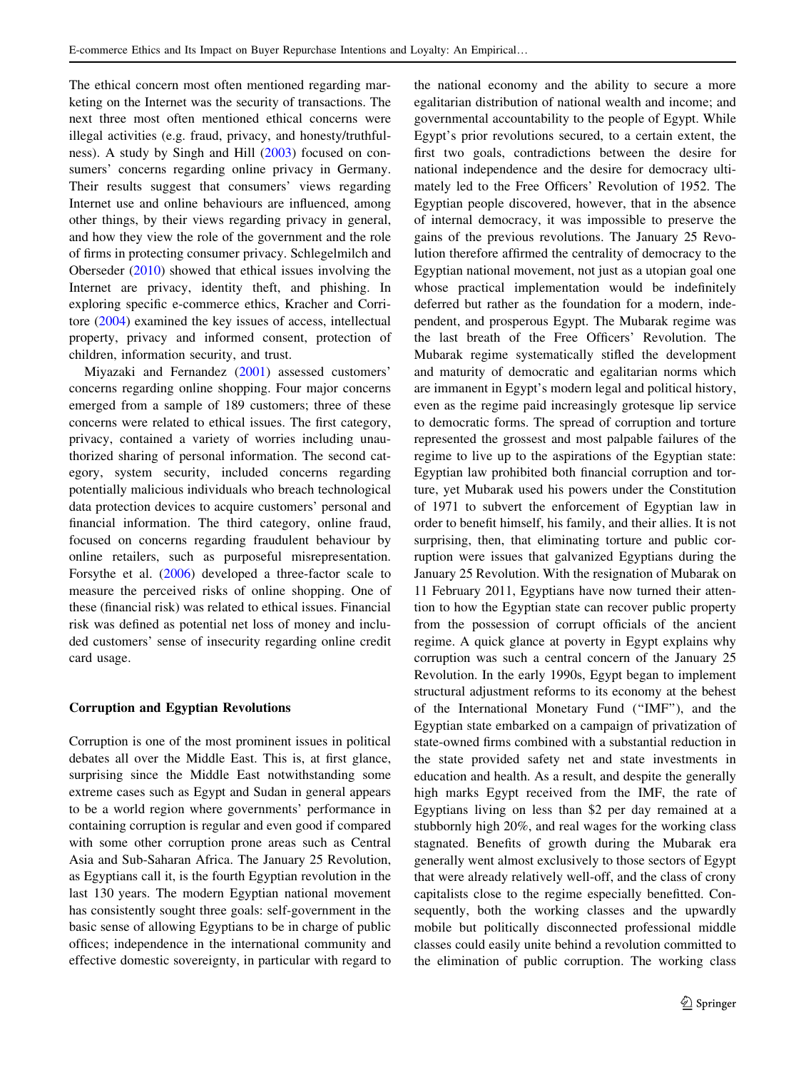The ethical concern most often mentioned regarding marketing on the Internet was the security of transactions. The next three most often mentioned ethical concerns were illegal activities (e.g. fraud, privacy, and honesty/truthfulness). A study by Singh and Hill (2003) focused on consumers' concerns regarding online privacy in Germany. Their results suggest that consumers' views regarding Internet use and online behaviours are influenced, among other things, by their views regarding privacy in general, and how they view the role of the government and the role of firms in protecting consumer privacy. Schlegelmilch and Oberseder (2010) showed that ethical issues involving the Internet are privacy, identity theft, and phishing. In exploring specific e-commerce ethics, Kracher and Corritore (2004) examined the key issues of access, intellectual property, privacy and informed consent, protection of children, information security, and trust.

Miyazaki and Fernandez (2001) assessed customers' concerns regarding online shopping. Four major concerns emerged from a sample of 189 customers; three of these concerns were related to ethical issues. The first category, privacy, contained a variety of worries including unauthorized sharing of personal information. The second category, system security, included concerns regarding potentially malicious individuals who breach technological data protection devices to acquire customers' personal and financial information. The third category, online fraud, focused on concerns regarding fraudulent behaviour by online retailers, such as purposeful misrepresentation. Forsythe et al. (2006) developed a three-factor scale to measure the perceived risks of online shopping. One of these (financial risk) was related to ethical issues. Financial risk was defined as potential net loss of money and included customers' sense of insecurity regarding online credit card usage.

## Corruption and Egyptian Revolutions

Corruption is one of the most prominent issues in political debates all over the Middle East. This is, at first glance, surprising since the Middle East notwithstanding some extreme cases such as Egypt and Sudan in general appears to be a world region where governments' performance in containing corruption is regular and even good if compared with some other corruption prone areas such as Central Asia and Sub-Saharan Africa. The January 25 Revolution, as Egyptians call it, is the fourth Egyptian revolution in the last 130 years. The modern Egyptian national movement has consistently sought three goals: self-government in the basic sense of allowing Egyptians to be in charge of public offices; independence in the international community and effective domestic sovereignty, in particular with regard to the national economy and the ability to secure a more egalitarian distribution of national wealth and income; and governmental accountability to the people of Egypt. While Egypt's prior revolutions secured, to a certain extent, the first two goals, contradictions between the desire for national independence and the desire for democracy ultimately led to the Free Officers' Revolution of 1952. The Egyptian people discovered, however, that in the absence of internal democracy, it was impossible to preserve the gains of the previous revolutions. The January 25 Revolution therefore affirmed the centrality of democracy to the Egyptian national movement, not just as a utopian goal one whose practical implementation would be indefinitely deferred but rather as the foundation for a modern, independent, and prosperous Egypt. The Mubarak regime was the last breath of the Free Officers' Revolution. The Mubarak regime systematically stifled the development and maturity of democratic and egalitarian norms which are immanent in Egypt's modern legal and political history, even as the regime paid increasingly grotesque lip service to democratic forms. The spread of corruption and torture represented the grossest and most palpable failures of the regime to live up to the aspirations of the Egyptian state: Egyptian law prohibited both financial corruption and torture, yet Mubarak used his powers under the Constitution of 1971 to subvert the enforcement of Egyptian law in order to benefit himself, his family, and their allies. It is not surprising, then, that eliminating torture and public corruption were issues that galvanized Egyptians during the January 25 Revolution. With the resignation of Mubarak on 11 February 2011, Egyptians have now turned their attention to how the Egyptian state can recover public property from the possession of corrupt officials of the ancient regime. A quick glance at poverty in Egypt explains why corruption was such a central concern of the January 25 Revolution. In the early 1990s, Egypt began to implement structural adjustment reforms to its economy at the behest of the International Monetary Fund ("IMF"), and the Egyptian state embarked on a campaign of privatization of state-owned firms combined with a substantial reduction in the state provided safety net and state investments in education and health. As a result, and despite the generally high marks Egypt received from the IMF, the rate of Egyptians living on less than \$2 per day remained at a stubbornly high 20%, and real wages for the working class stagnated. Benefits of growth during the Mubarak era generally went almost exclusively to those sectors of Egypt that were already relatively well-off, and the class of crony capitalists close to the regime especially benefitted. Consequently, both the working classes and the upwardly mobile but politically disconnected professional middle classes could easily unite behind a revolution committed to the elimination of public corruption. The working class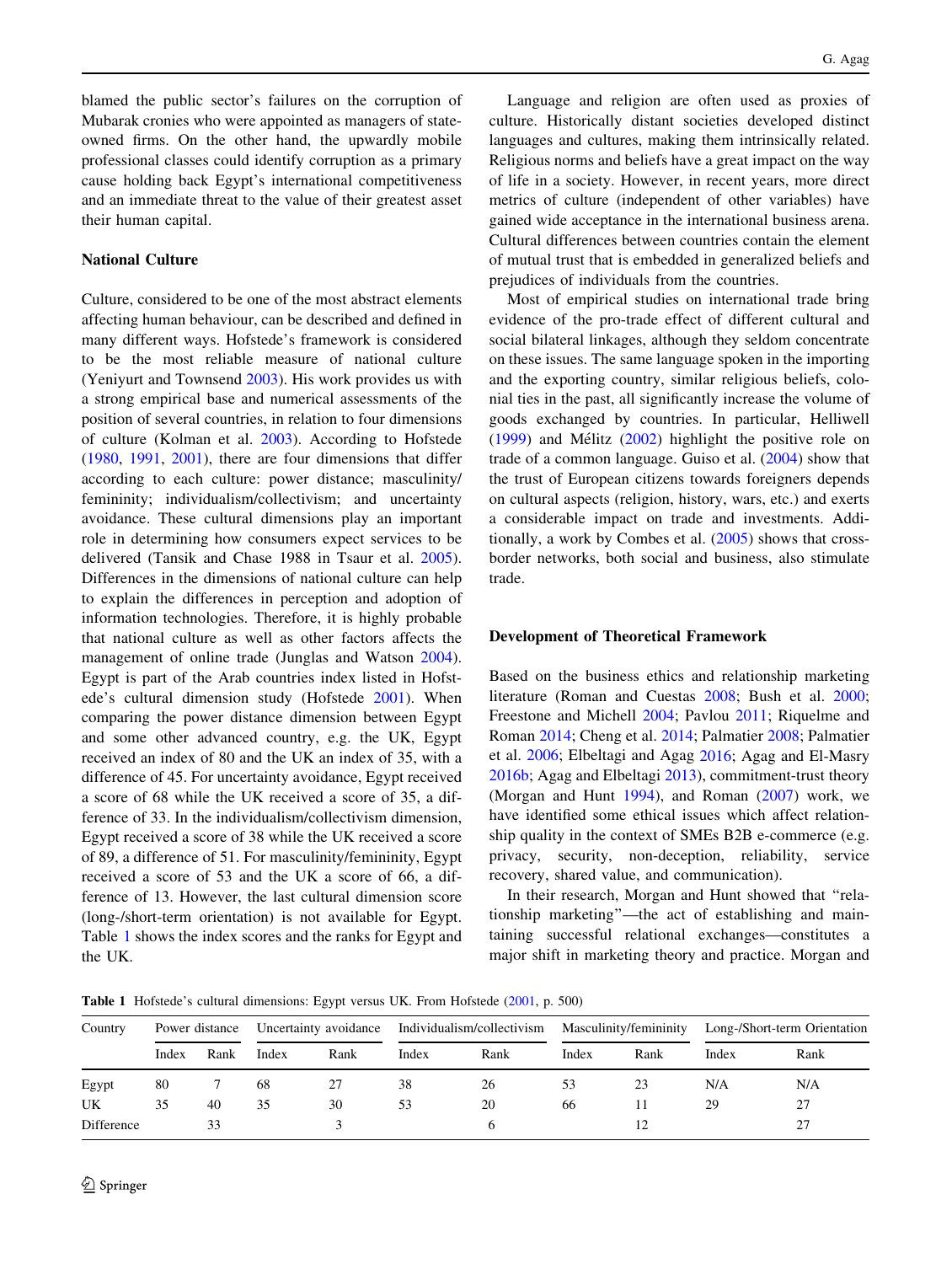blamed the public sector's failures on the corruption of Mubarak cronies who were appointed as managers of state-owned firms. On the other hand, the upwardly mobile professional classes could identify corruption as a primary cause holding back Egypt's international competitiveness and an immediate threat to the value of their greatest asset their human capital.

## National Culture

Culture, considered to be one of the most abstract elements affecting human behaviour, can be described and defined in many different ways. Hofstede's framework is considered to be the most reliable measure of national culture (Yeniyurt and Townsend 2003). His work provides us with a strong empirical base and numerical assessments of the position of several countries, in relation to four dimensions of culture (Kolman et al. 2003). According to Hofstede (1980, 1991, 2001), there are four dimensions that differ according to each culture: power distance; masculinity/femininity; individualism/collectivism; and uncertainty avoidance. These cultural dimensions play an important role in determining how consumers expect services to be delivered (Tansik and Chase 1988 in Tsaur et al. 2005). Differences in the dimensions of national culture can help to explain the differences in perception and adoption of information technologies. Therefore, it is highly probable that national culture as well as other factors affects the management of online trade (Junglas and Watson 2004). Egypt is part of the Arab countries index listed in Hofstede's cultural dimension study (Hofstede 2001). When comparing the power distance dimension between Egypt and some other advanced country, e.g. the UK, Egypt received an index of 80 and the UK an index of 35, with a difference of 45. For uncertainty avoidance, Egypt received a score of 68 while the UK received a score of 35, a difference of 33. In the individualism/collectivism dimension, Egypt received a score of 38 while the UK received a score of 89, a difference of 51. For masculinity/femininity, Egypt received a score of 53 and the UK a score of 66, a difference of 13. However, the last cultural dimension score (long-/short-term orientation) is not available for Egypt. Table 1 shows the index scores and the ranks for Egypt and the UK.

Language and religion are often used as proxies of culture. Historically distant societies developed distinct languages and cultures, making them intrinsically related. Religious norms and beliefs have a great impact on the way of life in a society. However, in recent years, more direct metrics of culture (independent of other variables) have gained wide acceptance in the international business arena. Cultural differences between countries contain the element of mutual trust that is embedded in generalized beliefs and prejudices of individuals from the countries.

Most of empirical studies on international trade bring evidence of the pro-trade effect of different cultural and social bilateral linkages, although they seldom concentrate on these issues. The same language spoken in the importing and the exporting country, similar religious beliefs, colonial ties in the past, all significantly increase the volume of goods exchanged by countries. In particular, Helliwell (1999) and Mélitz (2002) highlight the positive role on trade of a common language. Guiso et al. (2004) show that the trust of European citizens towards foreigners depends on cultural aspects (religion, history, wars, etc.) and exerts a considerable impact on trade and investments. Additionally, a work by Combes et al. (2005) shows that cross-border networks, both social and business, also stimulate trade.

## Development of Theoretical Framework

Based on the business ethics and relationship marketing literature (Roman and Cuestas 2008; Bush et al. 2000; Freestone and Michell 2004; Pavlou 2011; Riquelme and Roman 2014; Cheng et al. 2014; Palmatier 2008; Palmatier et al. 2006; Elbeltagi and Agag 2016; Agag and El-Masry 2016b; Agag and Elbeltagi 2013), commitment-trust theory (Morgan and Hunt 1994), and Roman (2007) work, we have identified some ethical issues which affect relationship quality in the context of SMEs B2B e-commerce (e.g. privacy, security, non-deception, reliability, service recovery, shared value, and communication).

In their research, Morgan and Hunt showed that "relationship marketing"—the act of establishing and maintaining successful relational exchanges—constitutes a major shift in marketing theory and practice. Morgan and

**Table 1** Hofstede's cultural dimensions: Egypt versus UK. From Hofstede (2001, p. 500)

| Country | Power distance | | Uncertainty avoidance | | Individualism/collectivism | | Masculinity/femininity | | Long-/Short-term Orientation | |
|---|---|---|---|---|---|---|---|---|---|---|
| | Index | Rank | Index | Rank | Index | Rank | Index | Rank | Index | Rank |
| Egypt | 80 | 7 | 68 | 27 | 38 | 26 | 53 | 23 | N/A | N/A |
| UK | 35 | 40 | 35 | 30 | 53 | 20 | 66 | 11 | 29 | 27 |
| Difference | | 33 | | 3 | | 6 | | 12 | | 27 |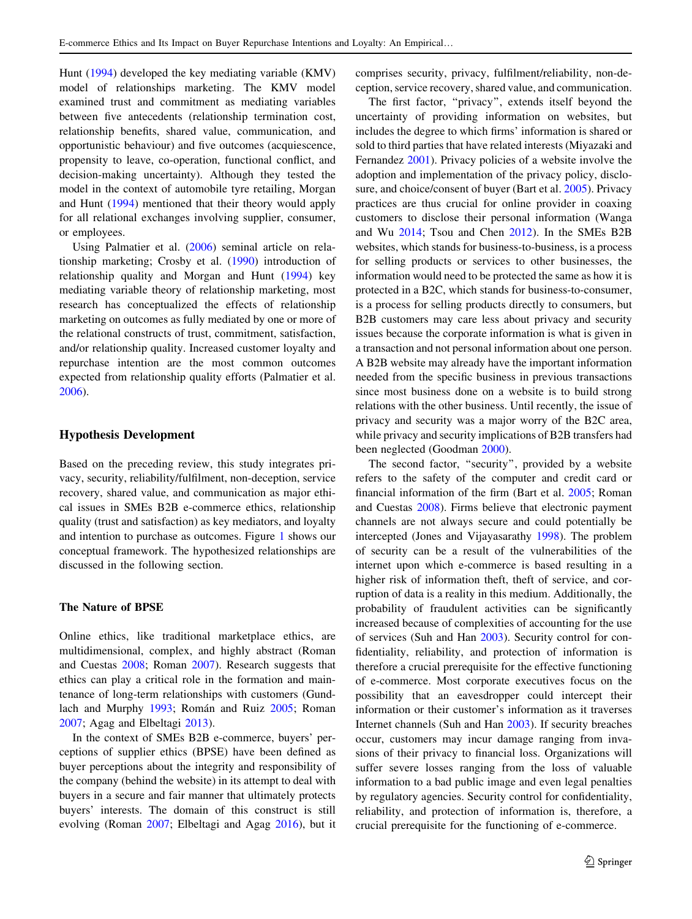Hunt (1994) developed the key mediating variable (KMV) model of relationships marketing. The KMV model examined trust and commitment as mediating variables between five antecedents (relationship termination cost, relationship benefits, shared value, communication, and opportunistic behaviour) and five outcomes (acquiescence, propensity to leave, co-operation, functional conflict, and decision-making uncertainty). Although they tested the model in the context of automobile tyre retailing, Morgan and Hunt (1994) mentioned that their theory would apply for all relational exchanges involving supplier, consumer, or employees.

Using Palmatier et al. (2006) seminal article on relationship marketing; Crosby et al. (1990) introduction of relationship quality and Morgan and Hunt (1994) key mediating variable theory of relationship marketing, most research has conceptualized the effects of relationship marketing on outcomes as fully mediated by one or more of the relational constructs of trust, commitment, satisfaction, and/or relationship quality. Increased customer loyalty and repurchase intention are the most common outcomes expected from relationship quality efforts (Palmatier et al. 2006).

## Hypothesis Development

Based on the preceding review, this study integrates privacy, security, reliability/fulfilment, non-deception, service recovery, shared value, and communication as major ethical issues in SMEs B2B e-commerce ethics, relationship quality (trust and satisfaction) as key mediators, and loyalty and intention to purchase as outcomes. Figure 1 shows our conceptual framework. The hypothesized relationships are discussed in the following section.

### The Nature of BPSE

Online ethics, like traditional marketplace ethics, are multidimensional, complex, and highly abstract (Roman and Cuestas 2008; Roman 2007). Research suggests that ethics can play a critical role in the formation and maintenance of long-term relationships with customers (Gundlach and Murphy 1993; Román and Ruiz 2005; Roman 2007; Agag and Elbeltagi 2013).

In the context of SMEs B2B e-commerce, buyers' perceptions of supplier ethics (BPSE) have been defined as buyer perceptions about the integrity and responsibility of the company (behind the website) in its attempt to deal with buyers in a secure and fair manner that ultimately protects buyers' interests. The domain of this construct is still evolving (Roman 2007; Elbeltagi and Agag 2016), but it comprises security, privacy, fulfilment/reliability, non-deception, service recovery, shared value, and communication.

The first factor, "privacy", extends itself beyond the uncertainty of providing information on websites, but includes the degree to which firms' information is shared or sold to third parties that have related interests (Miyazaki and Fernandez 2001). Privacy policies of a website involve the adoption and implementation of the privacy policy, disclosure, and choice/consent of buyer (Bart et al. 2005). Privacy practices are thus crucial for online provider in coaxing customers to disclose their personal information (Wanga and Wu 2014; Tsou and Chen 2012). In the SMEs B2B websites, which stands for business-to-business, is a process for selling products or services to other businesses, the information would need to be protected the same as how it is protected in a B2C, which stands for business-to-consumer, is a process for selling products directly to consumers, but B2B customers may care less about privacy and security issues because the corporate information is what is given in a transaction and not personal information about one person. A B2B website may already have the important information needed from the specific business in previous transactions since most business done on a website is to build strong relations with the other business. Until recently, the issue of privacy and security was a major worry of the B2C area, while privacy and security implications of B2B transfers had been neglected (Goodman 2000).

The second factor, "security", provided by a website refers to the safety of the computer and credit card or financial information of the firm (Bart et al. 2005; Roman and Cuestas 2008). Firms believe that electronic payment channels are not always secure and could potentially be intercepted (Jones and Vijayasarathy 1998). The problem of security can be a result of the vulnerabilities of the internet upon which e-commerce is based resulting in a higher risk of information theft, theft of service, and corruption of data is a reality in this medium. Additionally, the probability of fraudulent activities can be significantly increased because of complexities of accounting for the use of services (Suh and Han 2003). Security control for confidentiality, reliability, and protection of information is therefore a crucial prerequisite for the effective functioning of e-commerce. Most corporate executives focus on the possibility that an eavesdropper could intercept their information or their customer's information as it traverses Internet channels (Suh and Han 2003). If security breaches occur, customers may incur damage ranging from invasions of their privacy to financial loss. Organizations will suffer severe losses ranging from the loss of valuable information to a bad public image and even legal penalties by regulatory agencies. Security control for confidentiality, reliability, and protection of information is, therefore, a crucial prerequisite for the functioning of e-commerce.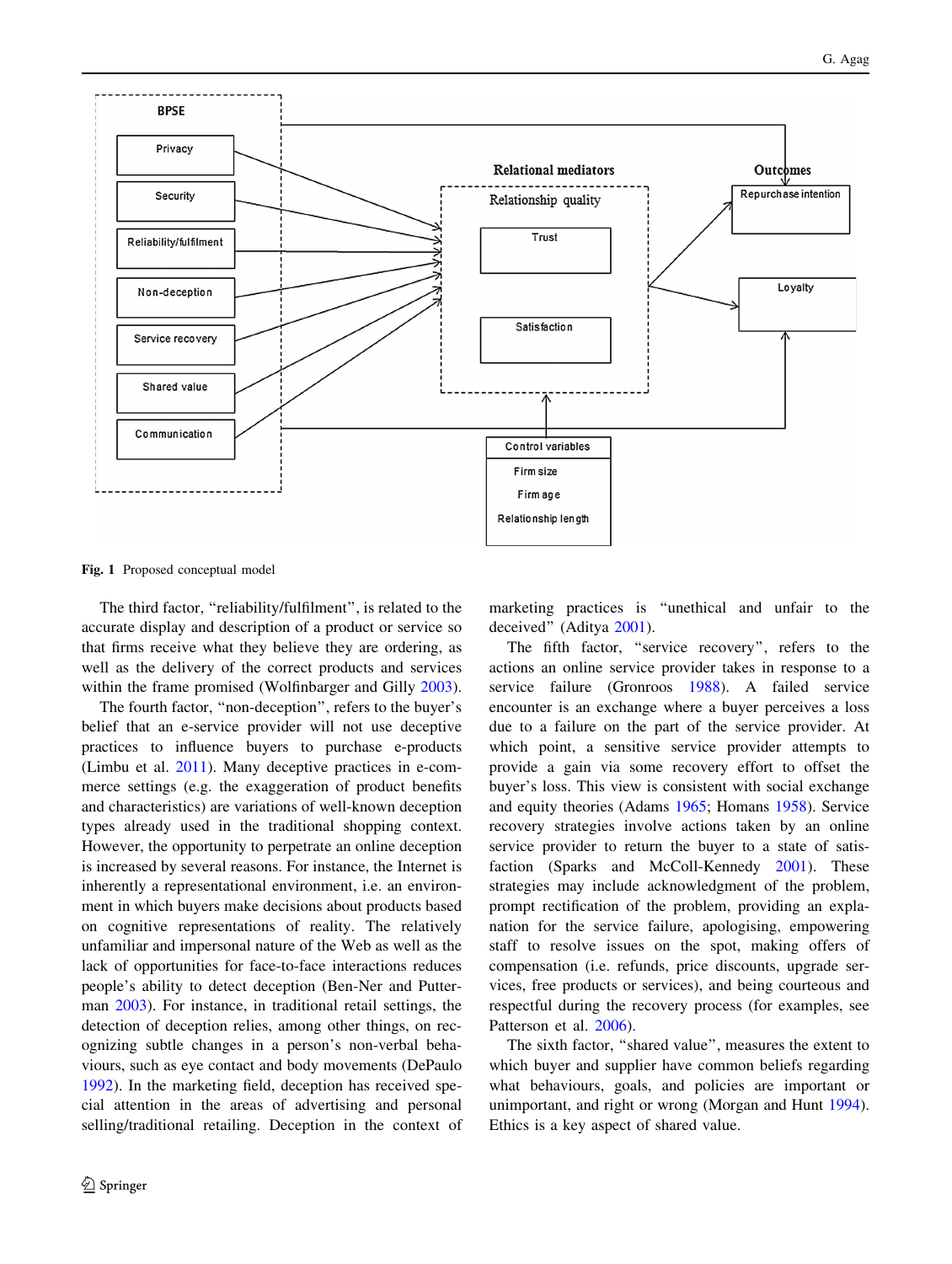**Fig. 1** Proposed conceptual model

The third factor, "reliability/fulfilment", is related to the accurate display and description of a product or service so that firms receive what they believe they are ordering, as well as the delivery of the correct products and services within the frame promised (Wolfinbarger and Gilly 2003).

The fourth factor, "non-deception", refers to the buyer's belief that an e-service provider will not use deceptive practices to influence buyers to purchase e-products (Limbu et al. 2011). Many deceptive practices in e-commerce settings (e.g. the exaggeration of product benefits and characteristics) are variations of well-known deception types already used in the traditional shopping context. However, the opportunity to perpetrate an online deception is increased by several reasons. For instance, the Internet is inherently a representational environment, i.e. an environment in which buyers make decisions about products based on cognitive representations of reality. The relatively unfamiliar and impersonal nature of the Web as well as the lack of opportunities for face-to-face interactions reduces people's ability to detect deception (Ben-Ner and Putterman 2003). For instance, in traditional retail settings, the detection of deception relies, among other things, on recognizing subtle changes in a person's non-verbal behaviours, such as eye contact and body movements (DePaulo 1992). In the marketing field, deception has received special attention in the areas of advertising and personal selling/traditional retailing. Deception in the context of marketing practices is "unethical and unfair to the deceived" (Aditya 2001).

The fifth factor, "service recovery", refers to the actions an online service provider takes in response to a service failure (Gronroos 1988). A failed service encounter is an exchange where a buyer perceives a loss due to a failure on the part of the service provider. At which point, a sensitive service provider attempts to provide a gain via some recovery effort to offset the buyer's loss. This view is consistent with social exchange and equity theories (Adams 1965; Homans 1958). Service recovery strategies involve actions taken by an online service provider to return the buyer to a state of satisfaction (Sparks and McColl-Kennedy 2001). These strategies may include acknowledgment of the problem, prompt rectification of the problem, providing an explanation for the service failure, apologising, empowering staff to resolve issues on the spot, making offers of compensation (i.e. refunds, price discounts, upgrade services, free products or services), and being courteous and respectful during the recovery process (for examples, see Patterson et al. 2006).

The sixth factor, "shared value", measures the extent to which buyer and supplier have common beliefs regarding what behaviours, goals, and policies are important or unimportant, and right or wrong (Morgan and Hunt 1994). Ethics is a key aspect of shared value.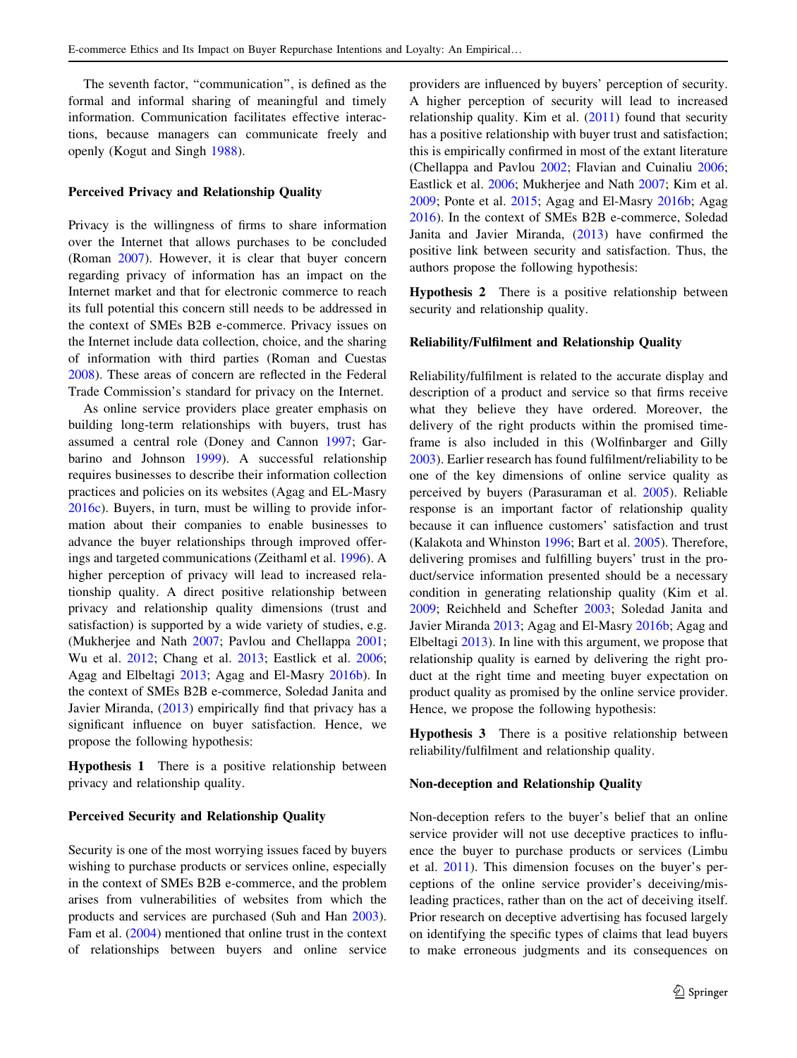The seventh factor, "communication", is defined as the formal and informal sharing of meaningful and timely information. Communication facilitates effective interactions, because managers can communicate freely and openly (Kogut and Singh 1988).

### Perceived Privacy and Relationship Quality

Privacy is the willingness of firms to share information over the Internet that allows purchases to be concluded (Roman 2007). However, it is clear that buyer concern regarding privacy of information has an impact on the Internet market and that for electronic commerce to reach its full potential this concern still needs to be addressed in the context of SMEs B2B e-commerce. Privacy issues on the Internet include data collection, choice, and the sharing of information with third parties (Roman and Cuestas 2008). These areas of concern are reflected in the Federal Trade Commission's standard for privacy on the Internet.

As online service providers place greater emphasis on building long-term relationships with buyers, trust has assumed a central role (Doney and Cannon 1997; Garbarino and Johnson 1999). A successful relationship requires businesses to describe their information collection practices and policies on its websites (Agag and EL-Masry 2016c). Buyers, in turn, must be willing to provide information about their companies to enable businesses to advance the buyer relationships through improved offerings and targeted communications (Zeithaml et al. 1996). A higher perception of privacy will lead to increased relationship quality. A direct positive relationship between privacy and relationship quality dimensions (trust and satisfaction) is supported by a wide variety of studies, e.g. (Mukherjee and Nath 2007; Pavlou and Chellappa 2001; Wu et al. 2012; Chang et al. 2013; Eastlick et al. 2006; Agag and Elbeltagi 2013; Agag and El-Masry 2016b). In the context of SMEs B2B e-commerce, Soledad Janita and Javier Miranda, (2013) empirically find that privacy has a significant influence on buyer satisfaction. Hence, we propose the following hypothesis:

**Hypothesis 1** There is a positive relationship between privacy and relationship quality.

### Perceived Security and Relationship Quality

Security is one of the most worrying issues faced by buyers wishing to purchase products or services online, especially in the context of SMEs B2B e-commerce, and the problem arises from vulnerabilities of websites from which the products and services are purchased (Suh and Han 2003). Fam et al. (2004) mentioned that online trust in the context of relationships between buyers and online service providers are influenced by buyers' perception of security. A higher perception of security will lead to increased relationship quality. Kim et al. (2011) found that security has a positive relationship with buyer trust and satisfaction; this is empirically confirmed in most of the extant literature (Chellappa and Pavlou 2002; Flavian and Cuinaliu 2006; Eastlick et al. 2006; Mukherjee and Nath 2007; Kim et al. 2009; Ponte et al. 2015; Agag and El-Masry 2016b; Agag 2016). In the context of SMEs B2B e-commerce, Soledad Janita and Javier Miranda, (2013) have confirmed the positive link between security and satisfaction. Thus, the authors propose the following hypothesis:

**Hypothesis 2** There is a positive relationship between security and relationship quality.

### Reliability/Fulfilment and Relationship Quality

Reliability/fulfilment is related to the accurate display and description of a product and service so that firms receive what they believe they have ordered. Moreover, the delivery of the right products within the promised timeframe is also included in this (Wolfinbarger and Gilly 2003). Earlier research has found fulfilment/reliability to be one of the key dimensions of online service quality as perceived by buyers (Parasuraman et al. 2005). Reliable response is an important factor of relationship quality because it can influence customers' satisfaction and trust (Kalakota and Whinston 1996; Bart et al. 2005). Therefore, delivering promises and fulfilling buyers' trust in the product/service information presented should be a necessary condition in generating relationship quality (Kim et al. 2009; Reichheld and Schefter 2003; Soledad Janita and Javier Miranda 2013; Agag and El-Masry 2016b; Agag and Elbeltagi 2013). In line with this argument, we propose that relationship quality is earned by delivering the right product at the right time and meeting buyer expectation on product quality as promised by the online service provider. Hence, we propose the following hypothesis:

**Hypothesis 3** There is a positive relationship between reliability/fulfilment and relationship quality.

### Non-deception and Relationship Quality

Non-deception refers to the buyer's belief that an online service provider will not use deceptive practices to influence the buyer to purchase products or services (Limbu et al. 2011). This dimension focuses on the buyer's perceptions of the online service provider's deceiving/misleading practices, rather than on the act of deceiving itself. Prior research on deceptive advertising has focused largely on identifying the specific types of claims that lead buyers to make erroneous judgments and its consequences on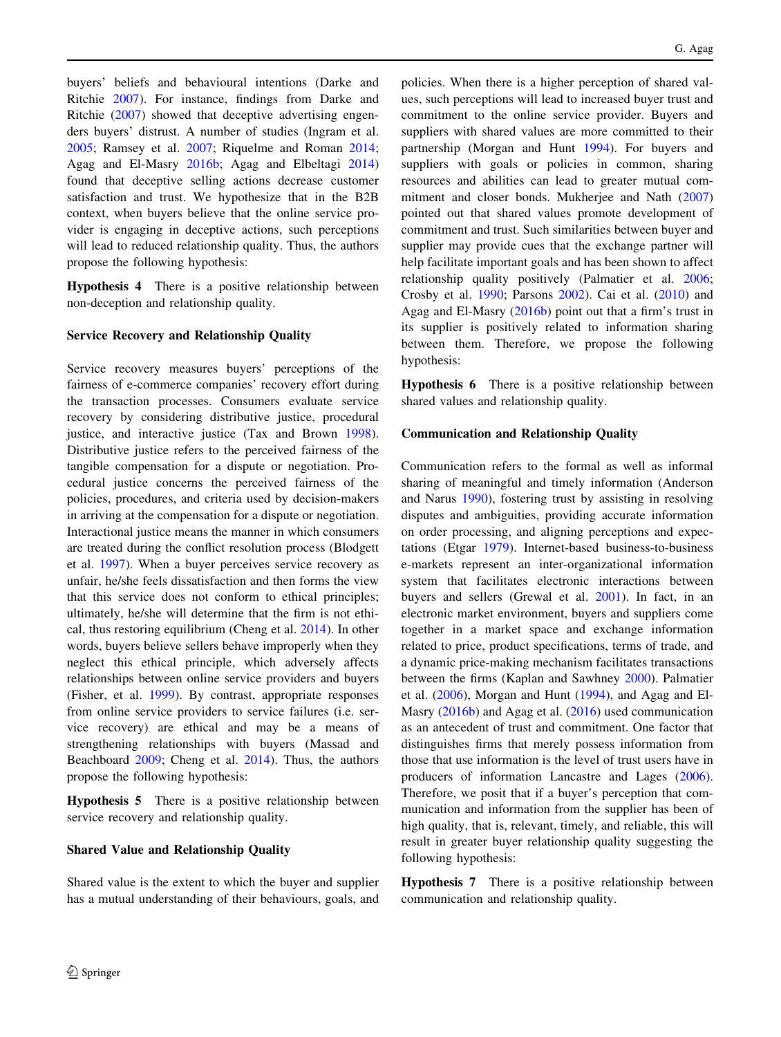buyers' beliefs and behavioural intentions (Darke and Ritchie 2007). For instance, findings from Darke and Ritchie (2007) showed that deceptive advertising engenders buyers' distrust. A number of studies (Ingram et al. 2005; Ramsey et al. 2007; Riquelme and Roman 2014; Agag and El-Masry 2016b; Agag and Elbeltagi 2014) found that deceptive selling actions decrease customer satisfaction and trust. We hypothesize that in the B2B context, when buyers believe that the online service provider is engaging in deceptive actions, such perceptions will lead to reduced relationship quality. Thus, the authors propose the following hypothesis:

**Hypothesis 4** There is a positive relationship between non-deception and relationship quality.

### Service Recovery and Relationship Quality

Service recovery measures buyers' perceptions of the fairness of e-commerce companies' recovery effort during the transaction processes. Consumers evaluate service recovery by considering distributive justice, procedural justice, and interactive justice (Tax and Brown 1998). Distributive justice refers to the perceived fairness of the tangible compensation for a dispute or negotiation. Procedural justice concerns the perceived fairness of the policies, procedures, and criteria used by decision-makers in arriving at the compensation for a dispute or negotiation. Interactional justice means the manner in which consumers are treated during the conflict resolution process (Blodgett et al. 1997). When a buyer perceives service recovery as unfair, he/she feels dissatisfaction and then forms the view that this service does not conform to ethical principles; ultimately, he/she will determine that the firm is not ethical, thus restoring equilibrium (Cheng et al. 2014). In other words, buyers believe sellers behave improperly when they neglect this ethical principle, which adversely affects relationships between online service providers and buyers (Fisher, et al. 1999). By contrast, appropriate responses from online service providers to service failures (i.e. service recovery) are ethical and may be a means of strengthening relationships with buyers (Massad and Beachboard 2009; Cheng et al. 2014). Thus, the authors propose the following hypothesis:

**Hypothesis 5** There is a positive relationship between service recovery and relationship quality.

### Shared Value and Relationship Quality

Shared value is the extent to which the buyer and supplier has a mutual understanding of their behaviours, goals, and policies. When there is a higher perception of shared values, such perceptions will lead to increased buyer trust and commitment to the online service provider. Buyers and suppliers with shared values are more committed to their partnership (Morgan and Hunt 1994). For buyers and suppliers with goals or policies in common, sharing resources and abilities can lead to greater mutual commitment and closer bonds. Mukherjee and Nath (2007) pointed out that shared values promote development of commitment and trust. Such similarities between buyer and supplier may provide cues that the exchange partner will help facilitate important goals and has been shown to affect relationship quality positively (Palmatier et al. 2006; Crosby et al. 1990; Parsons 2002). Cai et al. (2010) and Agag and El-Masry (2016b) point out that a firm's trust in its supplier is positively related to information sharing between them. Therefore, we propose the following hypothesis:

**Hypothesis 6** There is a positive relationship between shared values and relationship quality.

### Communication and Relationship Quality

Communication refers to the formal as well as informal sharing of meaningful and timely information (Anderson and Narus 1990), fostering trust by assisting in resolving disputes and ambiguities, providing accurate information on order processing, and aligning perceptions and expectations (Etgar 1979). Internet-based business-to-business e-markets represent an inter-organizational information system that facilitates electronic interactions between buyers and sellers (Grewal et al. 2001). In fact, in an electronic market environment, buyers and suppliers come together in a market space and exchange information related to price, product specifications, terms of trade, and a dynamic price-making mechanism facilitates transactions between the firms (Kaplan and Sawhney 2000). Palmatier et al. (2006), Morgan and Hunt (1994), and Agag and El-Masry (2016b) and Agag et al. (2016) used communication as an antecedent of trust and commitment. One factor that distinguishes firms that merely possess information from those that use information is the level of trust users have in producers of information Lancastre and Lages (2006). Therefore, we posit that if a buyer's perception that communication and information from the supplier has been of high quality, that is, relevant, timely, and reliable, this will result in greater buyer relationship quality suggesting the following hypothesis:

**Hypothesis 7** There is a positive relationship between communication and relationship quality.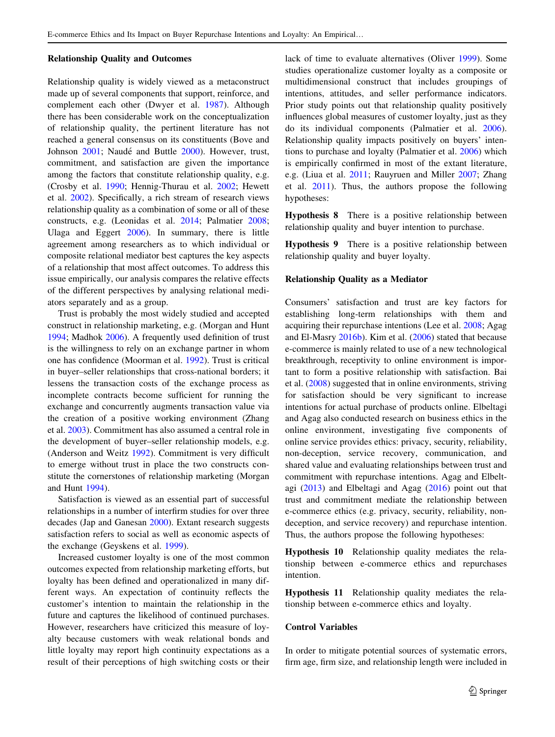### Relationship Quality and Outcomes

Relationship quality is widely viewed as a metaconstruct made up of several components that support, reinforce, and complement each other (Dwyer et al. 1987). Although there has been considerable work on the conceptualization of relationship quality, the pertinent literature has not reached a general consensus on its constituents (Bove and Johnson 2001; Naudé and Buttle 2000). However, trust, commitment, and satisfaction are given the importance among the factors that constitute relationship quality, e.g. (Crosby et al. 1990; Hennig-Thurau et al. 2002; Hewett et al. 2002). Specifically, a rich stream of research views relationship quality as a combination of some or all of these constructs, e.g. (Leonidas et al. 2014; Palmatier 2008; Ulaga and Eggert 2006). In summary, there is little agreement among researchers as to which individual or composite relational mediator best captures the key aspects of a relationship that most affect outcomes. To address this issue empirically, our analysis compares the relative effects of the different perspectives by analysing relational mediators separately and as a group.

Trust is probably the most widely studied and accepted construct in relationship marketing, e.g. (Morgan and Hunt 1994; Madhok 2006). A frequently used definition of trust is the willingness to rely on an exchange partner in whom one has confidence (Moorman et al. 1992). Trust is critical in buyer–seller relationships that cross-national borders; it lessens the transaction costs of the exchange process as incomplete contracts become sufficient for running the exchange and concurrently augments transaction value via the creation of a positive working environment (Zhang et al. 2003). Commitment has also assumed a central role in the development of buyer–seller relationship models, e.g. (Anderson and Weitz 1992). Commitment is very difficult to emerge without trust in place the two constructs constitute the cornerstones of relationship marketing (Morgan and Hunt 1994).

Satisfaction is viewed as an essential part of successful relationships in a number of interfirm studies for over three decades (Jap and Ganesan 2000). Extant research suggests satisfaction refers to social as well as economic aspects of the exchange (Geyskens et al. 1999).

Increased customer loyalty is one of the most common outcomes expected from relationship marketing efforts, but loyalty has been defined and operationalized in many different ways. An expectation of continuity reflects the customer's intention to maintain the relationship in the future and captures the likelihood of continued purchases. However, researchers have criticized this measure of loyalty because customers with weak relational bonds and little loyalty may report high continuity expectations as a result of their perceptions of high switching costs or their lack of time to evaluate alternatives (Oliver 1999). Some studies operationalize customer loyalty as a composite or multidimensional construct that includes groupings of intentions, attitudes, and seller performance indicators. Prior study points out that relationship quality positively influences global measures of customer loyalty, just as they do its individual components (Palmatier et al. 2006). Relationship quality impacts positively on buyers' intentions to purchase and loyalty (Palmatier et al. 2006) which is empirically confirmed in most of the extant literature, e.g. (Liua et al. 2011; Rauyruen and Miller 2007; Zhang et al. 2011). Thus, the authors propose the following hypotheses:

**Hypothesis 8** There is a positive relationship between relationship quality and buyer intention to purchase.

**Hypothesis 9** There is a positive relationship between relationship quality and buyer loyalty.

### Relationship Quality as a Mediator

Consumers' satisfaction and trust are key factors for establishing long-term relationships with them and acquiring their repurchase intentions (Lee et al. 2008; Agag and El-Masry 2016b). Kim et al. (2006) stated that because e-commerce is mainly related to use of a new technological breakthrough, receptivity to online environment is important to form a positive relationship with satisfaction. Bai et al. (2008) suggested that in online environments, striving for satisfaction should be very significant to increase intentions for actual purchase of products online. Elbeltagi and Agag also conducted research on business ethics in the online environment, investigating five components of online service provides ethics: privacy, security, reliability, non-deception, service recovery, communication, and shared value and evaluating relationships between trust and commitment with repurchase intentions. Agag and Elbeltagi (2013) and Elbeltagi and Agag (2016) point out that trust and commitment mediate the relationship between e-commerce ethics (e.g. privacy, security, reliability, non-deception, and service recovery) and repurchase intention. Thus, the authors propose the following hypotheses:

**Hypothesis 10** Relationship quality mediates the relationship between e-commerce ethics and repurchases intention.

**Hypothesis 11** Relationship quality mediates the relationship between e-commerce ethics and loyalty.

### Control Variables

In order to mitigate potential sources of systematic errors, firm age, firm size, and relationship length were included in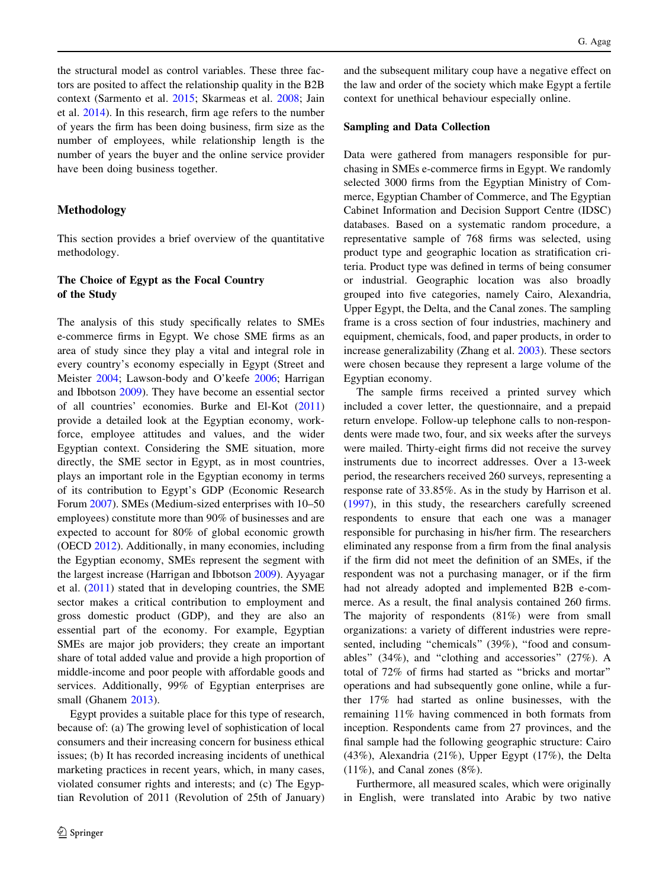the structural model as control variables. These three factors are posited to affect the relationship quality in the B2B context (Sarmento et al. 2015; Skarmeas et al. 2008; Jain et al. 2014). In this research, firm age refers to the number of years the firm has been doing business, firm size as the number of employees, while relationship length is the number of years the buyer and the online service provider have been doing business together.

## Methodology

This section provides a brief overview of the quantitative methodology.

### The Choice of Egypt as the Focal Country of the Study

The analysis of this study specifically relates to SMEs e-commerce firms in Egypt. We chose SME firms as an area of study since they play a vital and integral role in every country's economy especially in Egypt (Street and Meister 2004; Lawson-body and O'keefe 2006; Harrigan and Ibbotson 2009). They have become an essential sector of all countries' economies. Burke and El-Kot (2011) provide a detailed look at the Egyptian economy, workforce, employee attitudes and values, and the wider Egyptian context. Considering the SME situation, more directly, the SME sector in Egypt, as in most countries, plays an important role in the Egyptian economy in terms of its contribution to Egypt's GDP (Economic Research Forum 2007). SMEs (Medium-sized enterprises with 10–50 employees) constitute more than 90% of businesses and are expected to account for 80% of global economic growth (OECD 2012). Additionally, in many economies, including the Egyptian economy, SMEs represent the segment with the largest increase (Harrigan and Ibbotson 2009). Ayyagar et al. (2011) stated that in developing countries, the SME sector makes a critical contribution to employment and gross domestic product (GDP), and they are also an essential part of the economy. For example, Egyptian SMEs are major job providers; they create an important share of total added value and provide a high proportion of middle-income and poor people with affordable goods and services. Additionally, 99% of Egyptian enterprises are small (Ghanem 2013).

Egypt provides a suitable place for this type of research, because of: (a) The growing level of sophistication of local consumers and their increasing concern for business ethical issues; (b) It has recorded increasing incidents of unethical marketing practices in recent years, which, in many cases, violated consumer rights and interests; and (c) The Egyptian Revolution of 2011 (Revolution of 25th of January) and the subsequent military coup have a negative effect on the law and order of the society which make Egypt a fertile context for unethical behaviour especially online.

### Sampling and Data Collection

Data were gathered from managers responsible for purchasing in SMEs e-commerce firms in Egypt. We randomly selected 3000 firms from the Egyptian Ministry of Commerce, Egyptian Chamber of Commerce, and The Egyptian Cabinet Information and Decision Support Centre (IDSC) databases. Based on a systematic random procedure, a representative sample of 768 firms was selected, using product type and geographic location as stratification criteria. Product type was defined in terms of being consumer or industrial. Geographic location was also broadly grouped into five categories, namely Cairo, Alexandria, Upper Egypt, the Delta, and the Canal zones. The sampling frame is a cross section of four industries, machinery and equipment, chemicals, food, and paper products, in order to increase generalizability (Zhang et al. 2003). These sectors were chosen because they represent a large volume of the Egyptian economy.

The sample firms received a printed survey which included a cover letter, the questionnaire, and a prepaid return envelope. Follow-up telephone calls to non-respondents were made two, four, and six weeks after the surveys were mailed. Thirty-eight firms did not receive the survey instruments due to incorrect addresses. Over a 13-week period, the researchers received 260 surveys, representing a response rate of 33.85%. As in the study by Harrison et al. (1997), in this study, the researchers carefully screened respondents to ensure that each one was a manager responsible for purchasing in his/her firm. The researchers eliminated any response from a firm from the final analysis if the firm did not meet the definition of an SMEs, if the respondent was not a purchasing manager, or if the firm had not already adopted and implemented B2B e-commerce. As a result, the final analysis contained 260 firms. The majority of respondents (81%) were from small organizations: a variety of different industries were represented, including "chemicals" (39%), "food and consumables" (34%), and "clothing and accessories" (27%). A total of 72% of firms had started as "bricks and mortar" operations and had subsequently gone online, while a further 17% had started as online businesses, with the remaining 11% having commenced in both formats from inception. Respondents came from 27 provinces, and the final sample had the following geographic structure: Cairo (43%), Alexandria (21%), Upper Egypt (17%), the Delta (11%), and Canal zones (8%).

Furthermore, all measured scales, which were originally in English, were translated into Arabic by two native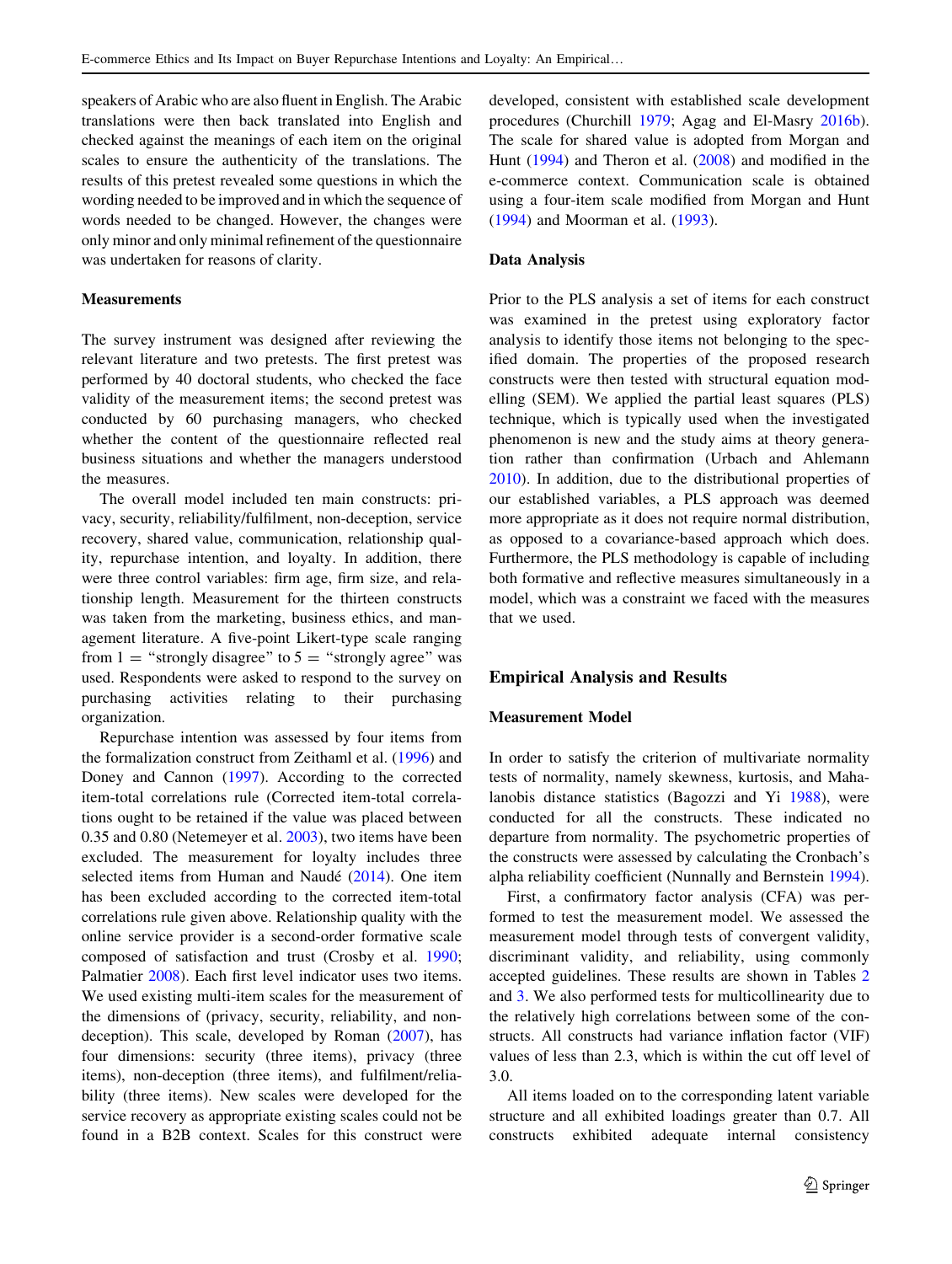speakers of Arabic who are also fluent in English. The Arabic translations were then back translated into English and checked against the meanings of each item on the original scales to ensure the authenticity of the translations. The results of this pretest revealed some questions in which the wording needed to be improved and in which the sequence of words needed to be changed. However, the changes were only minor and only minimal refinement of the questionnaire was undertaken for reasons of clarity.

### Measurements

The survey instrument was designed after reviewing the relevant literature and two pretests. The first pretest was performed by 40 doctoral students, who checked the face validity of the measurement items; the second pretest was conducted by 60 purchasing managers, who checked whether the content of the questionnaire reflected real business situations and whether the managers understood the measures.

The overall model included ten main constructs: privacy, security, reliability/fulfilment, non-deception, service recovery, shared value, communication, relationship quality, repurchase intention, and loyalty. In addition, there were three control variables: firm age, firm size, and relationship length. Measurement for the thirteen constructs was taken from the marketing, business ethics, and management literature. A five-point Likert-type scale ranging from 1 = "strongly disagree" to 5 = "strongly agree" was used. Respondents were asked to respond to the survey on purchasing activities relating to their purchasing organization.

Repurchase intention was assessed by four items from the formalization construct from Zeithaml et al. (1996) and Doney and Cannon (1997). According to the corrected item-total correlations rule (Corrected item-total correlations ought to be retained if the value was placed between 0.35 and 0.80 (Netemeyer et al. 2003), two items have been excluded. The measurement for loyalty includes three selected items from Human and Naudé (2014). One item has been excluded according to the corrected item-total correlations rule given above. Relationship quality with the online service provider is a second-order formative scale composed of satisfaction and trust (Crosby et al. 1990; Palmatier 2008). Each first level indicator uses two items. We used existing multi-item scales for the measurement of the dimensions of (privacy, security, reliability, and non-deception). This scale, developed by Roman (2007), has four dimensions: security (three items), privacy (three items), non-deception (three items), and fulfilment/reliability (three items). New scales were developed for the service recovery as appropriate existing scales could not be found in a B2B context. Scales for this construct were developed, consistent with established scale development procedures (Churchill 1979; Agag and El-Masry 2016b). The scale for shared value is adopted from Morgan and Hunt (1994) and Theron et al. (2008) and modified in the e-commerce context. Communication scale is obtained using a four-item scale modified from Morgan and Hunt (1994) and Moorman et al. (1993).

### Data Analysis

Prior to the PLS analysis a set of items for each construct was examined in the pretest using exploratory factor analysis to identify those items not belonging to the specified domain. The properties of the proposed research constructs were then tested with structural equation modelling (SEM). We applied the partial least squares (PLS) technique, which is typically used when the investigated phenomenon is new and the study aims at theory generation rather than confirmation (Urbach and Ahlemann 2010). In addition, due to the distributional properties of our established variables, a PLS approach was deemed more appropriate as it does not require normal distribution, as opposed to a covariance-based approach which does. Furthermore, the PLS methodology is capable of including both formative and reflective measures simultaneously in a model, which was a constraint we faced with the measures that we used.

## Empirical Analysis and Results

### Measurement Model

In order to satisfy the criterion of multivariate normality tests of normality, namely skewness, kurtosis, and Mahalanobis distance statistics (Bagozzi and Yi 1988), were conducted for all the constructs. These indicated no departure from normality. The psychometric properties of the constructs were assessed by calculating the Cronbach's alpha reliability coefficient (Nunnally and Bernstein 1994).

First, a confirmatory factor analysis (CFA) was performed to test the measurement model. We assessed the measurement model through tests of convergent validity, discriminant validity, and reliability, using commonly accepted guidelines. These results are shown in Tables 2 and 3. We also performed tests for multicollinearity due to the relatively high correlations between some of the constructs. All constructs had variance inflation factor (VIF) values of less than 2.3, which is within the cut off level of 3.0.

All items loaded on to the corresponding latent variable structure and all exhibited loadings greater than 0.7. All constructs exhibited adequate internal consistency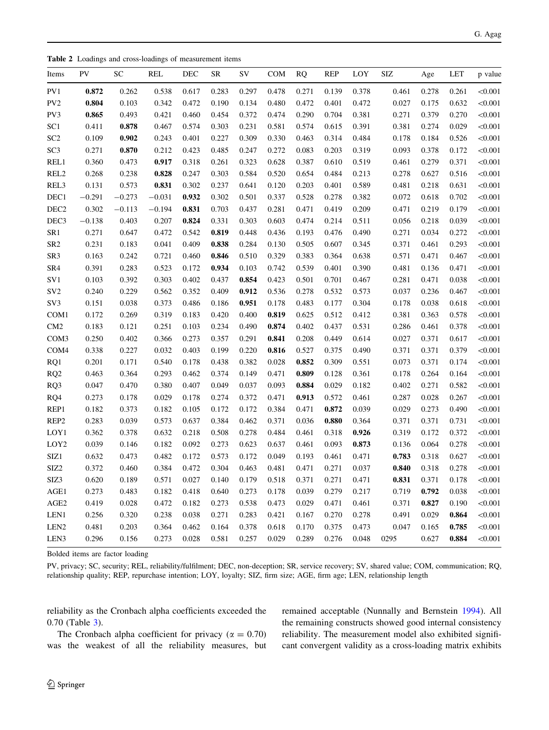**Table 2** Loadings and cross-loadings of measurement items

| Items | PV | SC | REL | DEC | SR | SV | COM | RQ | REP | LOY | SIZ | Age | LET | p value |
|---|---|---|---|---|---|---|---|---|---|---|---|---|---|---|
| PV1 | **0.872** | 0.262 | 0.538 | 0.617 | 0.283 | 0.297 | 0.478 | 0.271 | 0.139 | 0.378 | 0.461 | 0.278 | 0.261 | <0.001 |
| PV2 | **0.804** | 0.103 | 0.342 | 0.472 | 0.190 | 0.134 | 0.480 | 0.472 | 0.401 | 0.472 | 0.027 | 0.175 | 0.632 | <0.001 |
| PV3 | **0.865** | 0.493 | 0.421 | 0.460 | 0.454 | 0.372 | 0.474 | 0.290 | 0.704 | 0.381 | 0.271 | 0.379 | 0.270 | <0.001 |
| SC1 | 0.411 | **0.878** | 0.467 | 0.574 | 0.303 | 0.231 | 0.581 | 0.574 | 0.615 | 0.391 | 0.381 | 0.274 | 0.029 | <0.001 |
| SC2 | 0.109 | **0.902** | 0.243 | 0.401 | 0.227 | 0.309 | 0.330 | 0.463 | 0.314 | 0.484 | 0.178 | 0.184 | 0.526 | <0.001 |
| SC3 | 0.271 | **0.870** | 0.212 | 0.423 | 0.485 | 0.247 | 0.272 | 0.083 | 0.203 | 0.319 | 0.093 | 0.378 | 0.172 | <0.001 |
| REL1 | 0.360 | 0.473 | **0.917** | 0.318 | 0.261 | 0.323 | 0.628 | 0.387 | 0.610 | 0.519 | 0.461 | 0.279 | 0.371 | <0.001 |
| REL2 | 0.268 | 0.238 | **0.828** | 0.247 | 0.303 | 0.584 | 0.520 | 0.654 | 0.484 | 0.213 | 0.278 | 0.627 | 0.516 | <0.001 |
| REL3 | 0.131 | 0.573 | **0.831** | 0.302 | 0.237 | 0.641 | 0.120 | 0.203 | 0.401 | 0.589 | 0.481 | 0.218 | 0.631 | <0.001 |
| DEC1 | −0.291 | −0.273 | −0.031 | **0.932** | 0.302 | 0.501 | 0.337 | 0.528 | 0.278 | 0.382 | 0.072 | 0.618 | 0.702 | <0.001 |
| DEC2 | 0.302 | −0.113 | −0.194 | **0.831** | 0.703 | 0.437 | 0.281 | 0.471 | 0.419 | 0.209 | 0.471 | 0.219 | 0.179 | <0.001 |
| DEC3 | −0.138 | 0.403 | 0.207 | **0.824** | 0.331 | 0.303 | 0.603 | 0.474 | 0.214 | 0.511 | 0.056 | 0.218 | 0.039 | <0.001 |
| SR1 | 0.271 | 0.647 | 0.472 | 0.542 | **0.819** | 0.448 | 0.436 | 0.193 | 0.476 | 0.490 | 0.271 | 0.034 | 0.272 | <0.001 |
| SR2 | 0.231 | 0.183 | 0.041 | 0.409 | **0.838** | 0.284 | 0.130 | 0.505 | 0.607 | 0.345 | 0.371 | 0.461 | 0.293 | <0.001 |
| SR3 | 0.163 | 0.242 | 0.721 | 0.460 | **0.846** | 0.510 | 0.329 | 0.383 | 0.364 | 0.638 | 0.571 | 0.471 | 0.467 | <0.001 |
| SR4 | 0.391 | 0.283 | 0.523 | 0.172 | **0.934** | 0.103 | 0.742 | 0.539 | 0.401 | 0.390 | 0.481 | 0.136 | 0.471 | <0.001 |
| SV1 | 0.103 | 0.392 | 0.303 | 0.402 | 0.437 | **0.854** | 0.423 | 0.501 | 0.701 | 0.467 | 0.281 | 0.471 | 0.038 | <0.001 |
| SV2 | 0.240 | 0.229 | 0.562 | 0.352 | 0.409 | **0.912** | 0.536 | 0.278 | 0.532 | 0.573 | 0.037 | 0.236 | 0.467 | <0.001 |
| SV3 | 0.151 | 0.038 | 0.373 | 0.486 | 0.186 | **0.951** | 0.178 | 0.483 | 0.177 | 0.304 | 0.178 | 0.038 | 0.618 | <0.001 |
| COM1 | 0.172 | 0.269 | 0.319 | 0.183 | 0.420 | 0.400 | **0.819** | 0.625 | 0.512 | 0.412 | 0.381 | 0.363 | 0.578 | <0.001 |
| CM2 | 0.183 | 0.121 | 0.251 | 0.103 | 0.234 | 0.490 | **0.874** | 0.402 | 0.437 | 0.531 | 0.286 | 0.461 | 0.378 | <0.001 |
| COM3 | 0.250 | 0.402 | 0.366 | 0.273 | 0.357 | 0.291 | **0.841** | 0.208 | 0.449 | 0.614 | 0.027 | 0.371 | 0.617 | <0.001 |
| COM4 | 0.338 | 0.227 | 0.032 | 0.403 | 0.199 | 0.220 | **0.816** | 0.527 | 0.375 | 0.490 | 0.371 | 0.371 | 0.379 | <0.001 |
| RQ1 | 0.201 | 0.171 | 0.540 | 0.178 | 0.438 | 0.382 | 0.028 | **0.852** | 0.309 | 0.551 | 0.073 | 0.371 | 0.174 | <0.001 |
| RQ2 | 0.463 | 0.364 | 0.293 | 0.462 | 0.374 | 0.149 | 0.471 | **0.809** | 0.128 | 0.361 | 0.178 | 0.264 | 0.164 | <0.001 |
| RQ3 | 0.047 | 0.470 | 0.380 | 0.407 | 0.049 | 0.037 | 0.093 | **0.884** | 0.029 | 0.182 | 0.402 | 0.271 | 0.582 | <0.001 |
| RQ4 | 0.273 | 0.178 | 0.029 | 0.178 | 0.274 | 0.372 | 0.471 | **0.913** | 0.572 | 0.461 | 0.287 | 0.028 | 0.267 | <0.001 |
| REP1 | 0.182 | 0.373 | 0.182 | 0.105 | 0.172 | 0.172 | 0.384 | 0.471 | **0.872** | 0.039 | 0.029 | 0.273 | 0.490 | <0.001 |
| REP2 | 0.283 | 0.039 | 0.573 | 0.637 | 0.384 | 0.462 | 0.371 | 0.036 | **0.880** | 0.364 | 0.371 | 0.371 | 0.731 | <0.001 |
| LOY1 | 0.362 | 0.378 | 0.632 | 0.218 | 0.508 | 0.278 | 0.484 | 0.461 | 0.318 | **0.926** | 0.319 | 0.172 | 0.372 | <0.001 |
| LOY2 | 0.039 | 0.146 | 0.182 | 0.092 | 0.273 | 0.623 | 0.637 | 0.461 | 0.093 | **0.873** | 0.136 | 0.064 | 0.278 | <0.001 |
| SIZ1 | 0.632 | 0.473 | 0.482 | 0.172 | 0.573 | 0.172 | 0.049 | 0.193 | 0.461 | 0.471 | **0.783** | 0.318 | 0.627 | <0.001 |
| SIZ2 | 0.372 | 0.460 | 0.384 | 0.472 | 0.304 | 0.463 | 0.481 | 0.471 | 0.271 | 0.037 | **0.840** | 0.318 | 0.278 | <0.001 |
| SIZ3 | 0.620 | 0.189 | 0.571 | 0.027 | 0.140 | 0.179 | 0.518 | 0.371 | 0.271 | 0.471 | **0.831** | 0.371 | 0.178 | <0.001 |
| AGE1 | 0.273 | 0.483 | 0.182 | 0.418 | 0.640 | 0.273 | 0.178 | 0.039 | 0.279 | 0.217 | 0.719 | **0.792** | 0.038 | <0.001 |
| AGE2 | 0.419 | 0.028 | 0.472 | 0.182 | 0.273 | 0.538 | 0.473 | 0.029 | 0.471 | 0.461 | 0.371 | **0.827** | 0.190 | <0.001 |
| LEN1 | 0.256 | 0.320 | 0.238 | 0.038 | 0.271 | 0.283 | 0.421 | 0.167 | 0.270 | 0.278 | 0.491 | 0.029 | **0.864** | <0.001 |
| LEN2 | 0.481 | 0.203 | 0.364 | 0.462 | 0.164 | 0.378 | 0.618 | 0.170 | 0.375 | 0.473 | 0.047 | 0.165 | **0.785** | <0.001 |
| LEN3 | 0.296 | 0.156 | 0.273 | 0.028 | 0.581 | 0.257 | 0.029 | 0.289 | 0.276 | 0.048 | 0295 | 0.627 | **0.884** | <0.001 |

Bolded items are factor loading

PV, privacy; SC, security; REL, reliability/fulfilment; DEC, non-deception; SR, service recovery; SV, shared value; COM, communication; RQ, relationship quality; REP, repurchase intention; LOY, loyalty; SIZ, firm size; AGE, firm age; LEN, relationship length

reliability as the Cronbach alpha coefficients exceeded the 0.70 (Table 3).

The Cronbach alpha coefficient for privacy ($\alpha = 0.70$) was the weakest of all the reliability measures, but remained acceptable (Nunnally and Bernstein 1994). All the remaining constructs showed good internal consistency reliability. The measurement model also exhibited significant convergent validity as a cross-loading matrix exhibits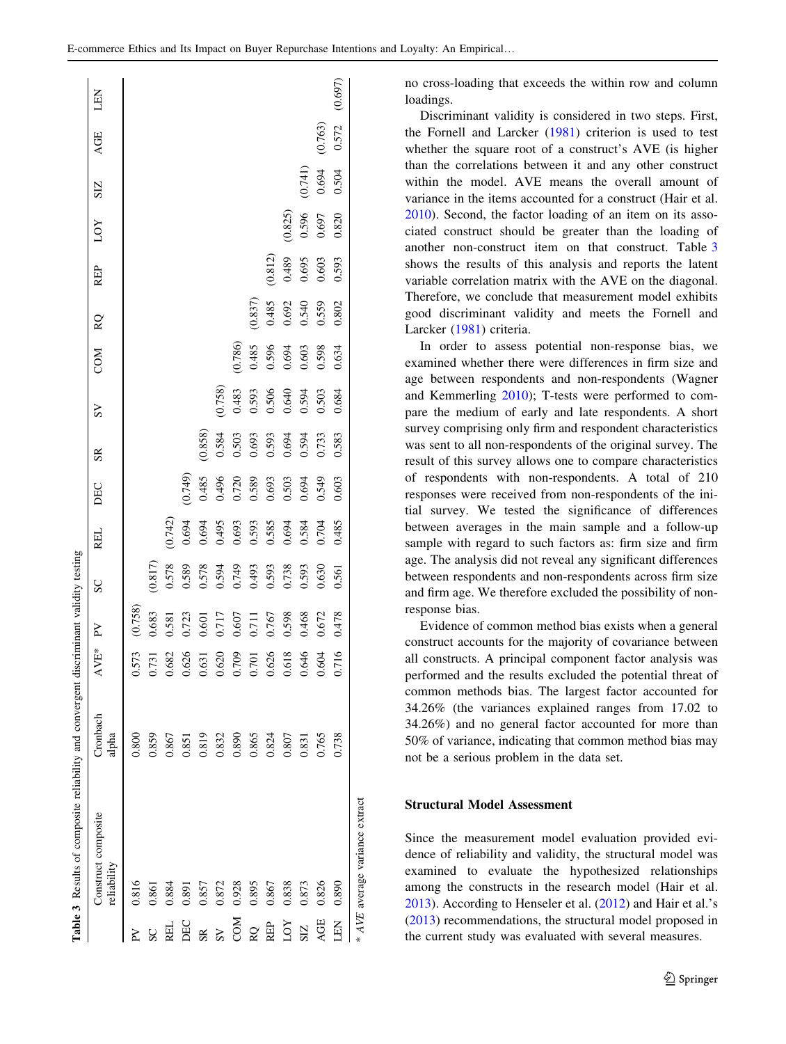**Table 3** Results of composite reliability and convergent discriminant validity testing

| | Construct composite reliability | Cronbach alpha | AVE* | PV | SC | REL | DEC | SR | SV | COM | RQ | REP | LOY | SIZ | AGE | LEN |
|---|---|---|---|---|---|---|---|---|---|---|---|---|---|---|---|---|
| PV | 0.816 | 0.800 | 0.573 | (0.758) | | | | | | | | | | | | |
| SC | 0.861 | 0.859 | 0.731 | 0.683 | (0.817) | | | | | | | | | | | |
| REL | 0.884 | 0.867 | 0.682 | 0.581 | 0.578 | (0.742) | | | | | | | | | | |
| DEC | 0.891 | 0.851 | 0.626 | 0.723 | 0.589 | 0.694 | (0.749) | | | | | | | | | |
| SR | 0.857 | 0.819 | 0.631 | 0.601 | 0.578 | 0.694 | 0.485 | (0.858) | | | | | | | | |
| SV | 0.872 | 0.832 | 0.620 | 0.717 | 0.594 | 0.495 | 0.496 | 0.584 | (0.758) | | | | | | | |
| COM | 0.928 | 0.890 | 0.709 | 0.607 | 0.749 | 0.693 | 0.720 | 0.503 | 0.483 | (0.786) | | | | | | |
| RQ | 0.895 | 0.865 | 0.701 | 0.711 | 0.493 | 0.593 | 0.589 | 0.693 | 0.593 | 0.485 | (0.837) | | | | | |
| REP | 0.867 | 0.824 | 0.626 | 0.767 | 0.593 | 0.585 | 0.693 | 0.593 | 0.506 | 0.596 | 0.485 | (0.812) | | | | |
| LOY | 0.838 | 0.807 | 0.618 | 0.598 | 0.738 | 0.694 | 0.503 | 0.694 | 0.640 | 0.694 | 0.692 | 0.489 | (0.825) | | | |
| SIZ | 0.873 | 0.831 | 0.646 | 0.468 | 0.593 | 0.584 | 0.694 | 0.594 | 0.594 | 0.603 | 0.540 | 0.695 | 0.596 | (0.741) | | |
| AGE | 0.826 | 0.765 | 0.604 | 0.672 | 0.630 | 0.704 | 0.549 | 0.733 | 0.503 | 0.598 | 0.559 | 0.603 | 0.697 | 0.694 | (0.763) | |
| LEN | 0.890 | 0.738 | 0.716 | 0.478 | 0.561 | 0.485 | 0.603 | 0.583 | 0.684 | 0.634 | 0.802 | 0.593 | 0.820 | 0.504 | 0.572 | (0.697) |

* *AVE* average variance extract

no cross-loading that exceeds the within row and column loadings.

Discriminant validity is considered in two steps. First, the Fornell and Larcker (1981) criterion is used to test whether the square root of a construct's AVE (is higher than the correlations between it and any other construct within the model. AVE means the overall amount of variance in the items accounted for a construct (Hair et al. 2010). Second, the factor loading of an item on its associated construct should be greater than the loading of another non-construct item on that construct. Table 3 shows the results of this analysis and reports the latent variable correlation matrix with the AVE on the diagonal. Therefore, we conclude that measurement model exhibits good discriminant validity and meets the Fornell and Larcker (1981) criteria.

In order to assess potential non-response bias, we examined whether there were differences in firm size and age between respondents and non-respondents (Wagner and Kemmerling 2010); T-tests were performed to compare the medium of early and late respondents. A short survey comprising only firm and respondent characteristics was sent to all non-respondents of the original survey. The result of this survey allows one to compare characteristics of respondents with non-respondents. A total of 210 responses were received from non-respondents of the initial survey. We tested the significance of differences between averages in the main sample and a follow-up sample with regard to such factors as: firm size and firm age. The analysis did not reveal any significant differences between respondents and non-respondents across firm size and firm age. We therefore excluded the possibility of non-response bias.

Evidence of common method bias exists when a general construct accounts for the majority of covariance between all constructs. A principal component factor analysis was performed and the results excluded the potential threat of common methods bias. The largest factor accounted for 34.26% (the variances explained ranges from 17.02 to 34.26%) and no general factor accounted for more than 50% of variance, indicating that common method bias may not be a serious problem in the data set.

### Structural Model Assessment

Since the measurement model evaluation provided evidence of reliability and validity, the structural model was examined to evaluate the hypothesized relationships among the constructs in the research model (Hair et al. 2013). According to Henseler et al. (2012) and Hair et al.'s (2013) recommendations, the structural model proposed in the current study was evaluated with several measures.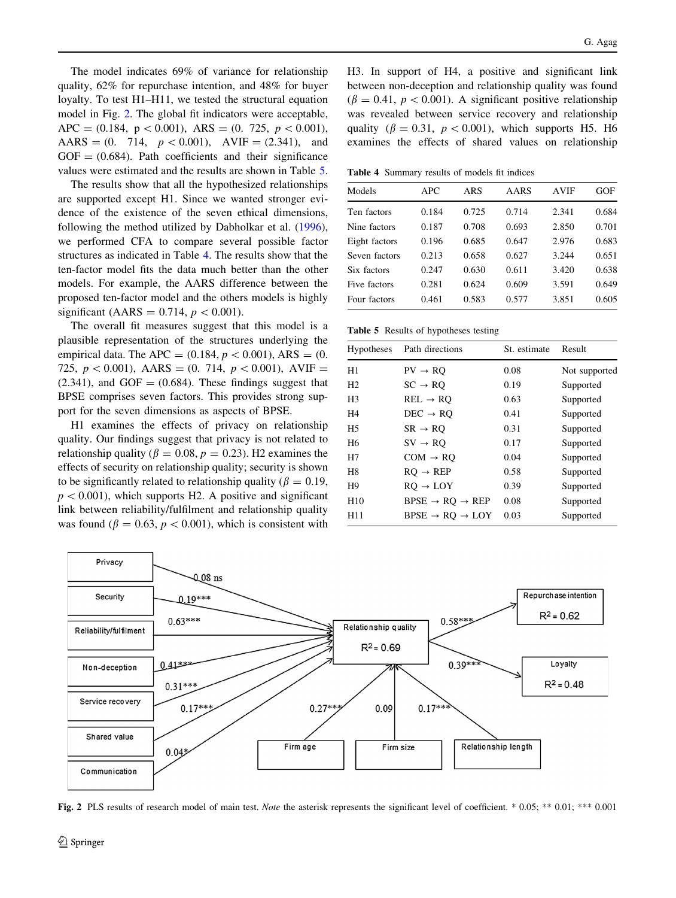The model indicates 69% of variance for relationship quality, 62% for repurchase intention, and 48% for buyer loyalty. To test H1–H11, we tested the structural equation model in Fig. 2. The global fit indicators were acceptable, APC = (0.184, $p < 0.001$), ARS = (0. 725, $p < 0.001$), AARS = (0. 714, $p < 0.001$), AVIF = (2.341), and GOF = (0.684). Path coefficients and their significance values were estimated and the results are shown in Table 5.

The results show that all the hypothesized relationships are supported except H1. Since we wanted stronger evidence of the existence of the seven ethical dimensions, following the method utilized by Dabholkar et al. (1996), we performed CFA to compare several possible factor structures as indicated in Table 4. The results show that the ten-factor model fits the data much better than the other models. For example, the AARS difference between the proposed ten-factor model and the others models is highly significant (AARS = 0.714, $p < 0.001$).

The overall fit measures suggest that this model is a plausible representation of the structures underlying the empirical data. The APC = (0.184, $p < 0.001$), ARS = (0. 725, $p < 0.001$), AARS = (0. 714, $p < 0.001$), AVIF = (2.341), and GOF = (0.684). These findings suggest that BPSE comprises seven factors. This provides strong support for the seven dimensions as aspects of BPSE.

H1 examines the effects of privacy on relationship quality. Our findings suggest that privacy is not related to relationship quality ($\beta = 0.08$, $p = 0.23$). H2 examines the effects of security on relationship quality; security is shown to be significantly related to relationship quality ($\beta = 0.19$, $p < 0.001$), which supports H2. A positive and significant link between reliability/fulfilment and relationship quality was found ($\beta = 0.63$, $p < 0.001$), which is consistent with H3. In support of H4, a positive and significant link between non-deception and relationship quality was found ($\beta = 0.41$, $p < 0.001$). A significant positive relationship was revealed between service recovery and relationship quality ($\beta = 0.31$, $p < 0.001$), which supports H5. H6 examines the effects of shared values on relationship

**Table 4** Summary results of models fit indices

| Models | APC | ARS | AARS | AVIF | GOF |
|---|---|---|---|---|---|
| Ten factors | 0.184 | 0.725 | 0.714 | 2.341 | 0.684 |
| Nine factors | 0.187 | 0.708 | 0.693 | 2.850 | 0.701 |
| Eight factors | 0.196 | 0.685 | 0.647 | 2.976 | 0.683 |
| Seven factors | 0.213 | 0.658 | 0.627 | 3.244 | 0.651 |
| Six factors | 0.247 | 0.630 | 0.611 | 3.420 | 0.638 |
| Five factors | 0.281 | 0.624 | 0.609 | 3.591 | 0.649 |
| Four factors | 0.461 | 0.583 | 0.577 | 3.851 | 0.605 |

**Table 5** Results of hypotheses testing

| Hypotheses | Path directions | St. estimate | Result |
|---|---|---|---|
| H1 | PV → RQ | 0.08 | Not supported |
| H2 | SC → RQ | 0.19 | Supported |
| H3 | REL → RQ | 0.63 | Supported |
| H4 | DEC → RQ | 0.41 | Supported |
| H5 | SR → RQ | 0.31 | Supported |
| H6 | SV → RQ | 0.17 | Supported |
| H7 | COM → RQ | 0.04 | Supported |
| H8 | RQ → REP | 0.58 | Supported |
| H9 | RQ → LOY | 0.39 | Supported |
| H10 | BPSE → RQ → REP | 0.08 | Supported |
| H11 | BPSE → RQ → LOY | 0.03 | Supported |

**Fig. 2** PLS results of research model of main test. *Note* the asterisk represents the significant level of coefficient. * 0.05; ** 0.01; *** 0.001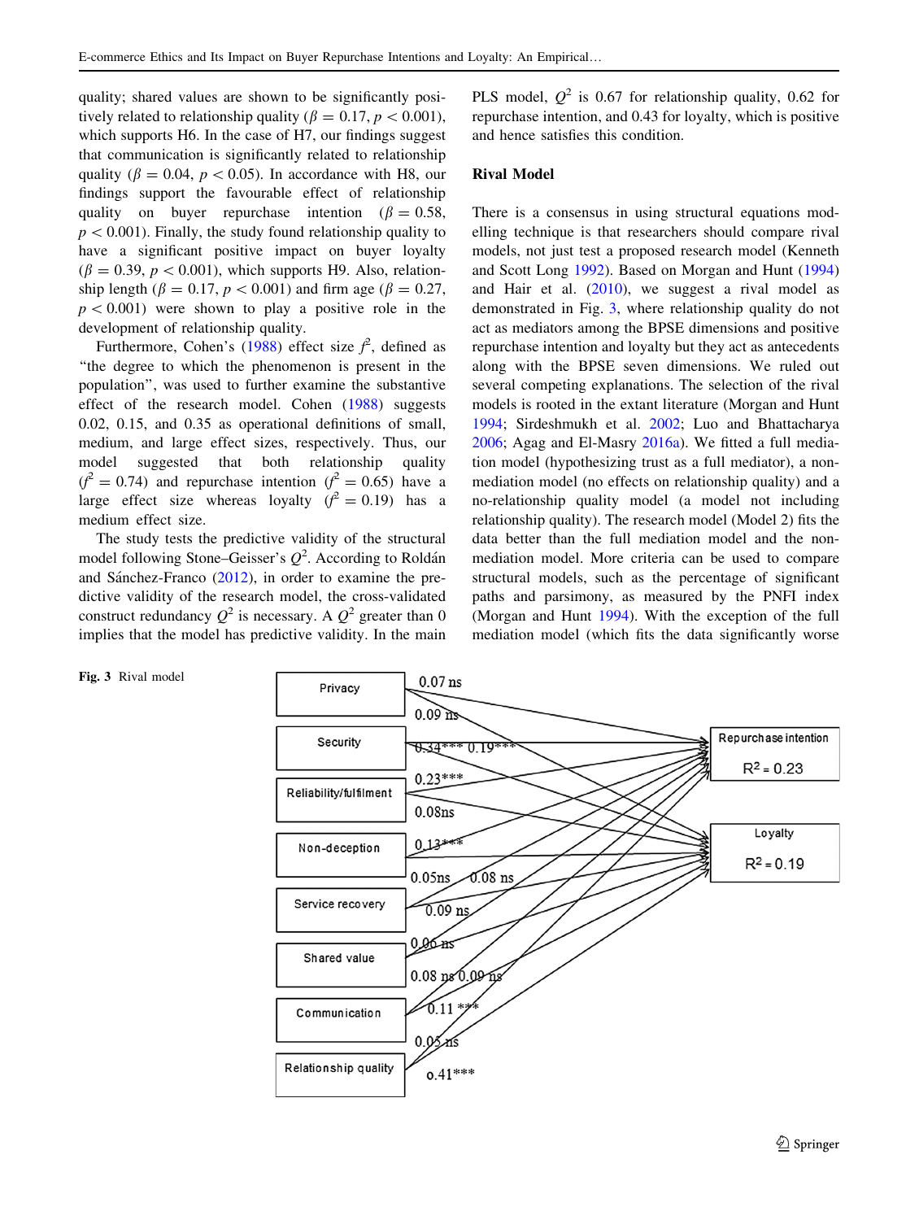quality; shared values are shown to be significantly positively related to relationship quality ($\beta = 0.17$, $p < 0.001$), which supports H6. In the case of H7, our findings suggest that communication is significantly related to relationship quality ($\beta = 0.04$, $p < 0.05$). In accordance with H8, our findings support the favourable effect of relationship quality on buyer repurchase intention ($\beta = 0.58$, $p < 0.001$). Finally, the study found relationship quality to have a significant positive impact on buyer loyalty ($\beta = 0.39$, $p < 0.001$), which supports H9. Also, relationship length ($\beta = 0.17$, $p < 0.001$) and firm age ($\beta = 0.27$, $p < 0.001$) were shown to play a positive role in the development of relationship quality.

Furthermore, Cohen's (1988) effect size $f^2$, defined as "the degree to which the phenomenon is present in the population", was used to further examine the substantive effect of the research model. Cohen (1988) suggests 0.02, 0.15, and 0.35 as operational definitions of small, medium, and large effect sizes, respectively. Thus, our model suggested that both relationship quality ($f^2 = 0.74$) and repurchase intention ($f^2 = 0.65$) have a large effect size whereas loyalty ($f^2 = 0.19$) has a medium effect size.

The study tests the predictive validity of the structural model following Stone–Geisser's $Q^2$. According to Roldán and Sánchez-Franco (2012), in order to examine the predictive validity of the research model, the cross-validated construct redundancy $Q^2$ is necessary. A $Q^2$ greater than 0 implies that the model has predictive validity. In the main PLS model, $Q^2$ is 0.67 for relationship quality, 0.62 for repurchase intention, and 0.43 for loyalty, which is positive and hence satisfies this condition.

## Rival Model

There is a consensus in using structural equations modelling technique is that researchers should compare rival models, not just test a proposed research model (Kenneth and Scott Long 1992). Based on Morgan and Hunt (1994) and Hair et al. (2010), we suggest a rival model as demonstrated in Fig. 3, where relationship quality do not act as mediators among the BPSE dimensions and positive repurchase intention and loyalty but they act as antecedents along with the BPSE seven dimensions. We ruled out several competing explanations. The selection of the rival models is rooted in the extant literature (Morgan and Hunt 1994; Sirdeshmukh et al. 2002; Luo and Bhattacharya 2006; Agag and El-Masry 2016a). We fitted a full mediation model (hypothesizing trust as a full mediator), a non-mediation model (no effects on relationship quality) and a no-relationship quality model (a model not including relationship quality). The research model (Model 2) fits the data better than the full mediation model and the non-mediation model. More criteria can be used to compare structural models, such as the percentage of significant paths and parsimony, as measured by the PNFI index (Morgan and Hunt 1994). With the exception of the full mediation model (which fits the data significantly worse

**Fig. 3** Rival model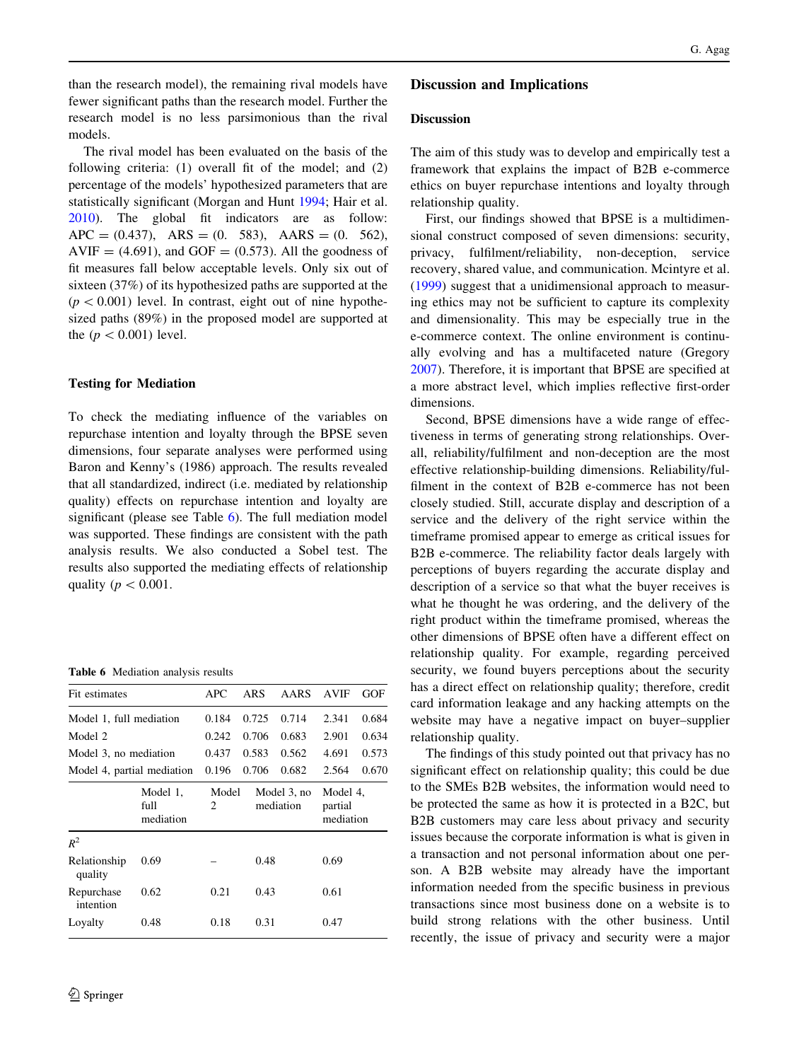than the research model), the remaining rival models have fewer significant paths than the research model. Further the research model is no less parsimonious than the rival models.

The rival model has been evaluated on the basis of the following criteria: (1) overall fit of the model; and (2) percentage of the models' hypothesized parameters that are statistically significant (Morgan and Hunt 1994; Hair et al. 2010). The global fit indicators are as follow: APC = (0.437), ARS = (0. 583), AARS = (0. 562), AVIF = (4.691), and GOF = (0.573). All the goodness of fit measures fall below acceptable levels. Only six out of sixteen (37%) of its hypothesized paths are supported at the ($p < 0.001$) level. In contrast, eight out of nine hypothesized paths (89%) in the proposed model are supported at the ($p < 0.001$) level.

### Testing for Mediation

To check the mediating influence of the variables on repurchase intention and loyalty through the BPSE seven dimensions, four separate analyses were performed using Baron and Kenny's (1986) approach. The results revealed that all standardized, indirect (i.e. mediated by relationship quality) effects on repurchase intention and loyalty are significant (please see Table 6). The full mediation model was supported. These findings are consistent with the path analysis results. We also conducted a Sobel test. The results also supported the mediating effects of relationship quality ($p < 0.001$.

**Table 6** Mediation analysis results

| Fit estimates | APC | ARS | AARS | AVIF | GOF |
|---|---|---|---|---|---|
| Model 1, full mediation | 0.184 | 0.725 | 0.714 | 2.341 | 0.684 |
| Model 2 | 0.242 | 0.706 | 0.683 | 2.901 | 0.634 |
| Model 3, no mediation | 0.437 | 0.583 | 0.562 | 4.691 | 0.573 |
| Model 4, partial mediation | 0.196 | 0.706 | 0.682 | 2.564 | 0.670 |

| | Model 1, full mediation | Model 2 | Model 3, no mediation | Model 4, partial mediation |
|---|---|---|---|---|
| $R^2$ | | | | |
| Relationship quality | 0.69 | – | 0.48 | 0.69 |
| Repurchase intention | 0.62 | 0.21 | 0.43 | 0.61 |
| Loyalty | 0.48 | 0.18 | 0.31 | 0.47 |

## Discussion and Implications

### Discussion

The aim of this study was to develop and empirically test a framework that explains the impact of B2B e-commerce ethics on buyer repurchase intentions and loyalty through relationship quality.

First, our findings showed that BPSE is a multidimensional construct composed of seven dimensions: security, privacy, fulfilment/reliability, non-deception, service recovery, shared value, and communication. Mcintyre et al. (1999) suggest that a unidimensional approach to measuring ethics may not be sufficient to capture its complexity and dimensionality. This may be especially true in the e-commerce context. The online environment is continually evolving and has a multifaceted nature (Gregory 2007). Therefore, it is important that BPSE are specified at a more abstract level, which implies reflective first-order dimensions.

Second, BPSE dimensions have a wide range of effectiveness in terms of generating strong relationships. Overall, reliability/fulfilment and non-deception are the most effective relationship-building dimensions. Reliability/fulfilment in the context of B2B e-commerce has not been closely studied. Still, accurate display and description of a service and the delivery of the right service within the timeframe promised appear to emerge as critical issues for B2B e-commerce. The reliability factor deals largely with perceptions of buyers regarding the accurate display and description of a service so that what the buyer receives is what he thought he was ordering, and the delivery of the right product within the timeframe promised, whereas the other dimensions of BPSE often have a different effect on relationship quality. For example, regarding perceived security, we found buyers perceptions about the security has a direct effect on relationship quality; therefore, credit card information leakage and any hacking attempts on the website may have a negative impact on buyer–supplier relationship quality.

The findings of this study pointed out that privacy has no significant effect on relationship quality; this could be due to the SMEs B2B websites, the information would need to be protected the same as how it is protected in a B2C, but B2B customers may care less about privacy and security issues because the corporate information is what is given in a transaction and not personal information about one person. A B2B website may already have the important information needed from the specific business in previous transactions since most business done on a website is to build strong relations with the other business. Until recently, the issue of privacy and security were a major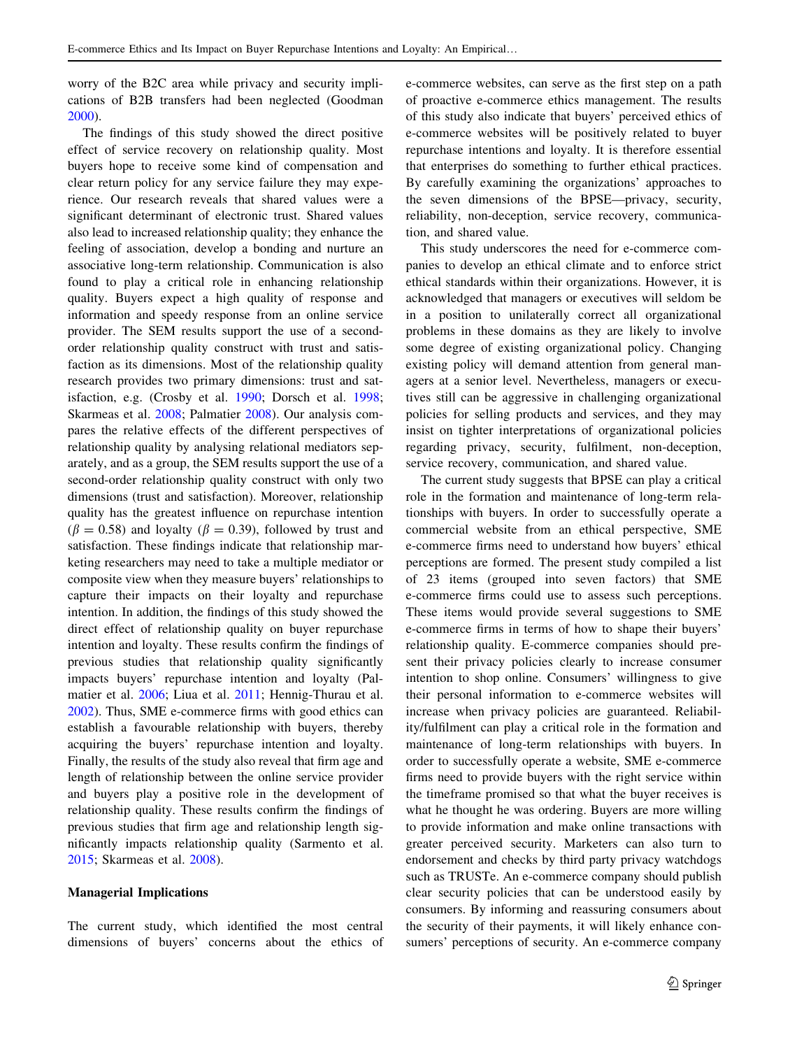worry of the B2C area while privacy and security implications of B2B transfers had been neglected (Goodman 2000).

The findings of this study showed the direct positive effect of service recovery on relationship quality. Most buyers hope to receive some kind of compensation and clear return policy for any service failure they may experience. Our research reveals that shared values were a significant determinant of electronic trust. Shared values also lead to increased relationship quality; they enhance the feeling of association, develop a bonding and nurture an associative long-term relationship. Communication is also found to play a critical role in enhancing relationship quality. Buyers expect a high quality of response and information and speedy response from an online service provider. The SEM results support the use of a second-order relationship quality construct with trust and satisfaction as its dimensions. Most of the relationship quality research provides two primary dimensions: trust and satisfaction, e.g. (Crosby et al. 1990; Dorsch et al. 1998; Skarmeas et al. 2008; Palmatier 2008). Our analysis compares the relative effects of the different perspectives of relationship quality by analysing relational mediators separately, and as a group, the SEM results support the use of a second-order relationship quality construct with only two dimensions (trust and satisfaction). Moreover, relationship quality has the greatest influence on repurchase intention ($\beta = 0.58$) and loyalty ($\beta = 0.39$), followed by trust and satisfaction. These findings indicate that relationship marketing researchers may need to take a multiple mediator or composite view when they measure buyers' relationships to capture their impacts on their loyalty and repurchase intention. In addition, the findings of this study showed the direct effect of relationship quality on buyer repurchase intention and loyalty. These results confirm the findings of previous studies that relationship quality significantly impacts buyers' repurchase intention and loyalty (Palmatier et al. 2006; Liua et al. 2011; Hennig-Thurau et al. 2002). Thus, SME e-commerce firms with good ethics can establish a favourable relationship with buyers, thereby acquiring the buyers' repurchase intention and loyalty. Finally, the results of the study also reveal that firm age and length of relationship between the online service provider and buyers play a positive role in the development of relationship quality. These results confirm the findings of previous studies that firm age and relationship length significantly impacts relationship quality (Sarmento et al. 2015; Skarmeas et al. 2008).

**Managerial Implications**

The current study, which identified the most central dimensions of buyers' concerns about the ethics of e-commerce websites, can serve as the first step on a path of proactive e-commerce ethics management. The results of this study also indicate that buyers' perceived ethics of e-commerce websites will be positively related to buyer repurchase intentions and loyalty. It is therefore essential that enterprises do something to further ethical practices. By carefully examining the organizations' approaches to the seven dimensions of the BPSE—privacy, security, reliability, non-deception, service recovery, communication, and shared value.

This study underscores the need for e-commerce companies to develop an ethical climate and to enforce strict ethical standards within their organizations. However, it is acknowledged that managers or executives will seldom be in a position to unilaterally correct all organizational problems in these domains as they are likely to involve some degree of existing organizational policy. Changing existing policy will demand attention from general managers at a senior level. Nevertheless, managers or executives still can be aggressive in challenging organizational policies for selling products and services, and they may insist on tighter interpretations of organizational policies regarding privacy, security, fulfilment, non-deception, service recovery, communication, and shared value.

The current study suggests that BPSE can play a critical role in the formation and maintenance of long-term relationships with buyers. In order to successfully operate a commercial website from an ethical perspective, SME e-commerce firms need to understand how buyers' ethical perceptions are formed. The present study compiled a list of 23 items (grouped into seven factors) that SME e-commerce firms could use to assess such perceptions. These items would provide several suggestions to SME e-commerce firms in terms of how to shape their buyers' relationship quality. E-commerce companies should present their privacy policies clearly to increase consumer intention to shop online. Consumers' willingness to give their personal information to e-commerce websites will increase when privacy policies are guaranteed. Reliability/fulfilment can play a critical role in the formation and maintenance of long-term relationships with buyers. In order to successfully operate a website, SME e-commerce firms need to provide buyers with the right service within the timeframe promised so that what the buyer receives is what he thought he was ordering. Buyers are more willing to provide information and make online transactions with greater perceived security. Marketers can also turn to endorsement and checks by third party privacy watchdogs such as TRUSTe. An e-commerce company should publish clear security policies that can be understood easily by consumers. By informing and reassuring consumers about the security of their payments, it will likely enhance consumers' perceptions of security. An e-commerce company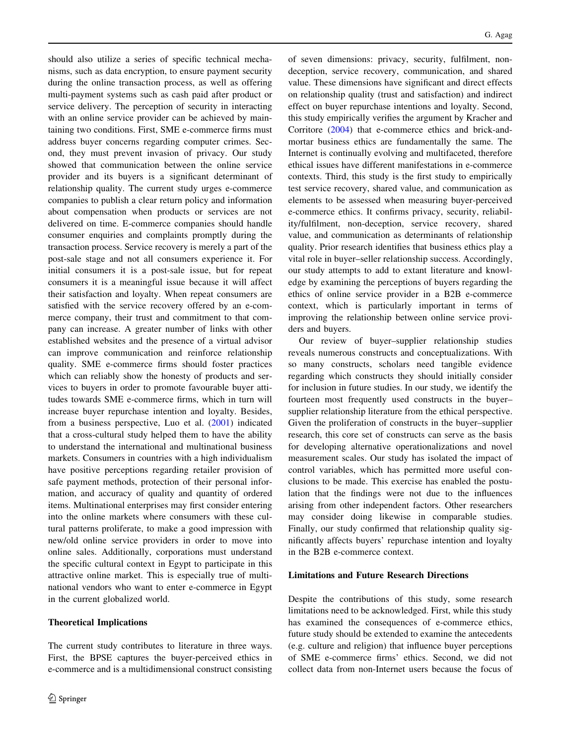should also utilize a series of specific technical mechanisms, such as data encryption, to ensure payment security during the online transaction process, as well as offering multi-payment systems such as cash paid after product or service delivery. The perception of security in interacting with an online service provider can be achieved by maintaining two conditions. First, SME e-commerce firms must address buyer concerns regarding computer crimes. Second, they must prevent invasion of privacy. Our study showed that communication between the online service provider and its buyers is a significant determinant of relationship quality. The current study urges e-commerce companies to publish a clear return policy and information about compensation when products or services are not delivered on time. E-commerce companies should handle consumer enquiries and complaints promptly during the transaction process. Service recovery is merely a part of the post-sale stage and not all consumers experience it. For initial consumers it is a post-sale issue, but for repeat consumers it is a meaningful issue because it will affect their satisfaction and loyalty. When repeat consumers are satisfied with the service recovery offered by an e-commerce company, their trust and commitment to that company can increase. A greater number of links with other established websites and the presence of a virtual advisor can improve communication and reinforce relationship quality. SME e-commerce firms should foster practices which can reliably show the honesty of products and services to buyers in order to promote favourable buyer attitudes towards SME e-commerce firms, which in turn will increase buyer repurchase intention and loyalty. Besides, from a business perspective, Luo et al. (2001) indicated that a cross-cultural study helped them to have the ability to understand the international and multinational business markets. Consumers in countries with a high individualism have positive perceptions regarding retailer provision of safe payment methods, protection of their personal information, and accuracy of quality and quantity of ordered items. Multinational enterprises may first consider entering into the online markets where consumers with these cultural patterns proliferate, to make a good impression with new/old online service providers in order to move into online sales. Additionally, corporations must understand the specific cultural context in Egypt to participate in this attractive online market. This is especially true of multinational vendors who want to enter e-commerce in Egypt in the current globalized world.

## Theoretical Implications

The current study contributes to literature in three ways. First, the BPSE captures the buyer-perceived ethics in e-commerce and is a multidimensional construct consisting of seven dimensions: privacy, security, fulfilment, non-deception, service recovery, communication, and shared value. These dimensions have significant and direct effects on relationship quality (trust and satisfaction) and indirect effect on buyer repurchase intentions and loyalty. Second, this study empirically verifies the argument by Kracher and Corritore (2004) that e-commerce ethics and brick-and-mortar business ethics are fundamentally the same. The Internet is continually evolving and multifaceted, therefore ethical issues have different manifestations in e-commerce contexts. Third, this study is the first study to empirically test service recovery, shared value, and communication as elements to be assessed when measuring buyer-perceived e-commerce ethics. It confirms privacy, security, reliability/fulfilment, non-deception, service recovery, shared value, and communication as determinants of relationship quality. Prior research identifies that business ethics play a vital role in buyer–seller relationship success. Accordingly, our study attempts to add to extant literature and knowledge by examining the perceptions of buyers regarding the ethics of online service provider in a B2B e-commerce context, which is particularly important in terms of improving the relationship between online service providers and buyers.

Our review of buyer–supplier relationship studies reveals numerous constructs and conceptualizations. With so many constructs, scholars need tangible evidence regarding which constructs they should initially consider for inclusion in future studies. In our study, we identify the fourteen most frequently used constructs in the buyer–supplier relationship literature from the ethical perspective. Given the proliferation of constructs in the buyer–supplier research, this core set of constructs can serve as the basis for developing alternative operationalizations and novel measurement scales. Our study has isolated the impact of control variables, which has permitted more useful conclusions to be made. This exercise has enabled the postulation that the findings were not due to the influences arising from other independent factors. Other researchers may consider doing likewise in comparable studies. Finally, our study confirmed that relationship quality significantly affects buyers' repurchase intention and loyalty in the B2B e-commerce context.

## Limitations and Future Research Directions

Despite the contributions of this study, some research limitations need to be acknowledged. First, while this study has examined the consequences of e-commerce ethics, future study should be extended to examine the antecedents (e.g. culture and religion) that influence buyer perceptions of SME e-commerce firms' ethics. Second, we did not collect data from non-Internet users because the focus of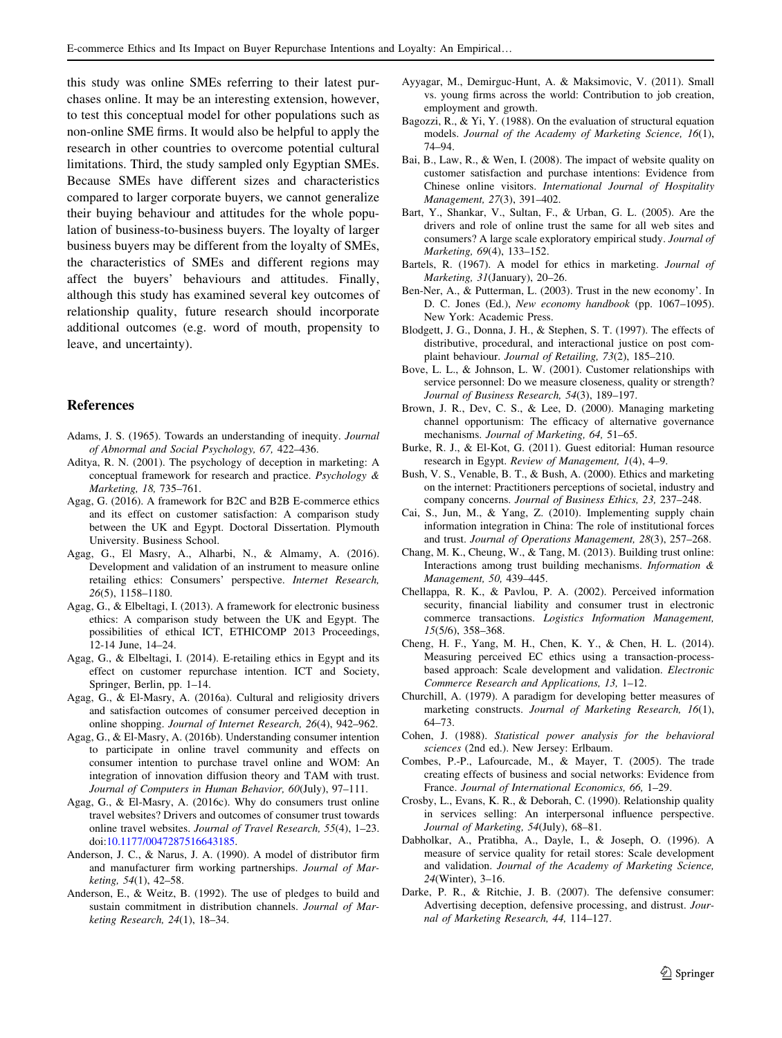this study was online SMEs referring to their latest purchases online. It may be an interesting extension, however, to test this conceptual model for other populations such as non-online SME firms. It would also be helpful to apply the research in other countries to overcome potential cultural limitations. Third, the study sampled only Egyptian SMEs. Because SMEs have different sizes and characteristics compared to larger corporate buyers, we cannot generalize their buying behaviour and attitudes for the whole population of business-to-business buyers. The loyalty of larger business buyers may be different from the loyalty of SMEs, the characteristics of SMEs and different regions may affect the buyers' behaviours and attitudes. Finally, although this study has examined several key outcomes of relationship quality, future research should incorporate additional outcomes (e.g. word of mouth, propensity to leave, and uncertainty).

## References

Adams, J. S. (1965). Towards an understanding of inequity. *Journal of Abnormal and Social Psychology, 67,* 422–436.

Aditya, R. N. (2001). The psychology of deception in marketing: A conceptual framework for research and practice. *Psychology & Marketing, 18,* 735–761.

Agag, G. (2016). A framework for B2C and B2B E-commerce ethics and its effect on customer satisfaction: A comparison study between the UK and Egypt. Doctoral Dissertation. Plymouth University. Business School.

Agag, G., El Masry, A., Alharbi, N., & Almamy, A. (2016). Development and validation of an instrument to measure online retailing ethics: Consumers' perspective. *Internet Research, 26*(5), 1158–1180.

Agag, G., & Elbeltagi, I. (2013). A framework for electronic business ethics: A comparison study between the UK and Egypt. The possibilities of ethical ICT, ETHICOMP 2013 Proceedings, 12-14 June, 14–24.

Agag, G., & Elbeltagi, I. (2014). E-retailing ethics in Egypt and its effect on customer repurchase intention. ICT and Society, Springer, Berlin, pp. 1–14.

Agag, G., & El-Masry, A. (2016a). Cultural and religiosity drivers and satisfaction outcomes of consumer perceived deception in online shopping. *Journal of Internet Research, 26*(4), 942–962.

Agag, G., & El-Masry, A. (2016b). Understanding consumer intention to participate in online travel community and effects on consumer intention to purchase travel online and WOM: An integration of innovation diffusion theory and TAM with trust. *Journal of Computers in Human Behavior, 60*(July), 97–111.

Agag, G., & El-Masry, A. (2016c). Why do consumers trust online travel websites? Drivers and outcomes of consumer trust towards online travel websites. *Journal of Travel Research, 55*(4), 1–23. doi:10.1177/0047287516643185.

Anderson, J. C., & Narus, J. A. (1990). A model of distributor firm and manufacturer firm working partnerships. *Journal of Marketing, 54*(1), 42–58.

Anderson, E., & Weitz, B. (1992). The use of pledges to build and sustain commitment in distribution channels. *Journal of Marketing Research, 24*(1), 18–34.

Ayyagar, M., Demirguc-Hunt, A. & Maksimovic, V. (2011). Small vs. young firms across the world: Contribution to job creation, employment and growth.

Bagozzi, R., & Yi, Y. (1988). On the evaluation of structural equation models. *Journal of the Academy of Marketing Science, 16*(1), 74–94.

Bai, B., Law, R., & Wen, I. (2008). The impact of website quality on customer satisfaction and purchase intentions: Evidence from Chinese online visitors. *International Journal of Hospitality Management, 27*(3), 391–402.

Bart, Y., Shankar, V., Sultan, F., & Urban, G. L. (2005). Are the drivers and role of online trust the same for all web sites and consumers? A large scale exploratory empirical study. *Journal of Marketing, 69*(4), 133–152.

Bartels, R. (1967). A model for ethics in marketing. *Journal of Marketing, 31*(January), 20–26.

Ben-Ner, A., & Putterman, L. (2003). Trust in the new economy'. In D. C. Jones (Ed.), *New economy handbook* (pp. 1067–1095). New York: Academic Press.

Blodgett, J. G., Donna, J. H., & Stephen, S. T. (1997). The effects of distributive, procedural, and interactional justice on post complaint behaviour. *Journal of Retailing, 73*(2), 185–210.

Bove, L. L., & Johnson, L. W. (2001). Customer relationships with service personnel: Do we measure closeness, quality or strength? *Journal of Business Research, 54*(3), 189–197.

Brown, J. R., Dev, C. S., & Lee, D. (2000). Managing marketing channel opportunism: The efficacy of alternative governance mechanisms. *Journal of Marketing, 64,* 51–65.

Burke, R. J., & El-Kot, G. (2011). Guest editorial: Human resource research in Egypt. *Review of Management, 1*(4), 4–9.

Bush, V. S., Venable, B. T., & Bush, A. (2000). Ethics and marketing on the internet: Practitioners perceptions of societal, industry and company concerns. *Journal of Business Ethics, 23,* 237–248.

Cai, S., Jun, M., & Yang, Z. (2010). Implementing supply chain information integration in China: The role of institutional forces and trust. *Journal of Operations Management, 28*(3), 257–268.

Chang, M. K., Cheung, W., & Tang, M. (2013). Building trust online: Interactions among trust building mechanisms. *Information & Management, 50,* 439–445.

Chellappa, R. K., & Pavlou, P. A. (2002). Perceived information security, financial liability and consumer trust in electronic commerce transactions. *Logistics Information Management, 15*(5/6), 358–368.

Cheng, H. F., Yang, M. H., Chen, K. Y., & Chen, H. L. (2014). Measuring perceived EC ethics using a transaction-process-based approach: Scale development and validation. *Electronic Commerce Research and Applications, 13,* 1–12.

Churchill, A. (1979). A paradigm for developing better measures of marketing constructs. *Journal of Marketing Research, 16*(1), 64–73.

Cohen, J. (1988). *Statistical power analysis for the behavioral sciences* (2nd ed.). New Jersey: Erlbaum.

Combes, P.-P., Lafourcade, M., & Mayer, T. (2005). The trade creating effects of business and social networks: Evidence from France. *Journal of International Economics, 66,* 1–29.

Crosby, L., Evans, K. R., & Deborah, C. (1990). Relationship quality in services selling: An interpersonal influence perspective. *Journal of Marketing, 54*(July), 68–81.

Dabholkar, A., Pratibha, A., Dayle, I., & Joseph, O. (1996). A measure of service quality for retail stores: Scale development and validation. *Journal of the Academy of Marketing Science, 24*(Winter), 3–16.

Darke, P. R., & Ritchie, J. B. (2007). The defensive consumer: Advertising deception, defensive processing, and distrust. *Journal of Marketing Research, 44,* 114–127.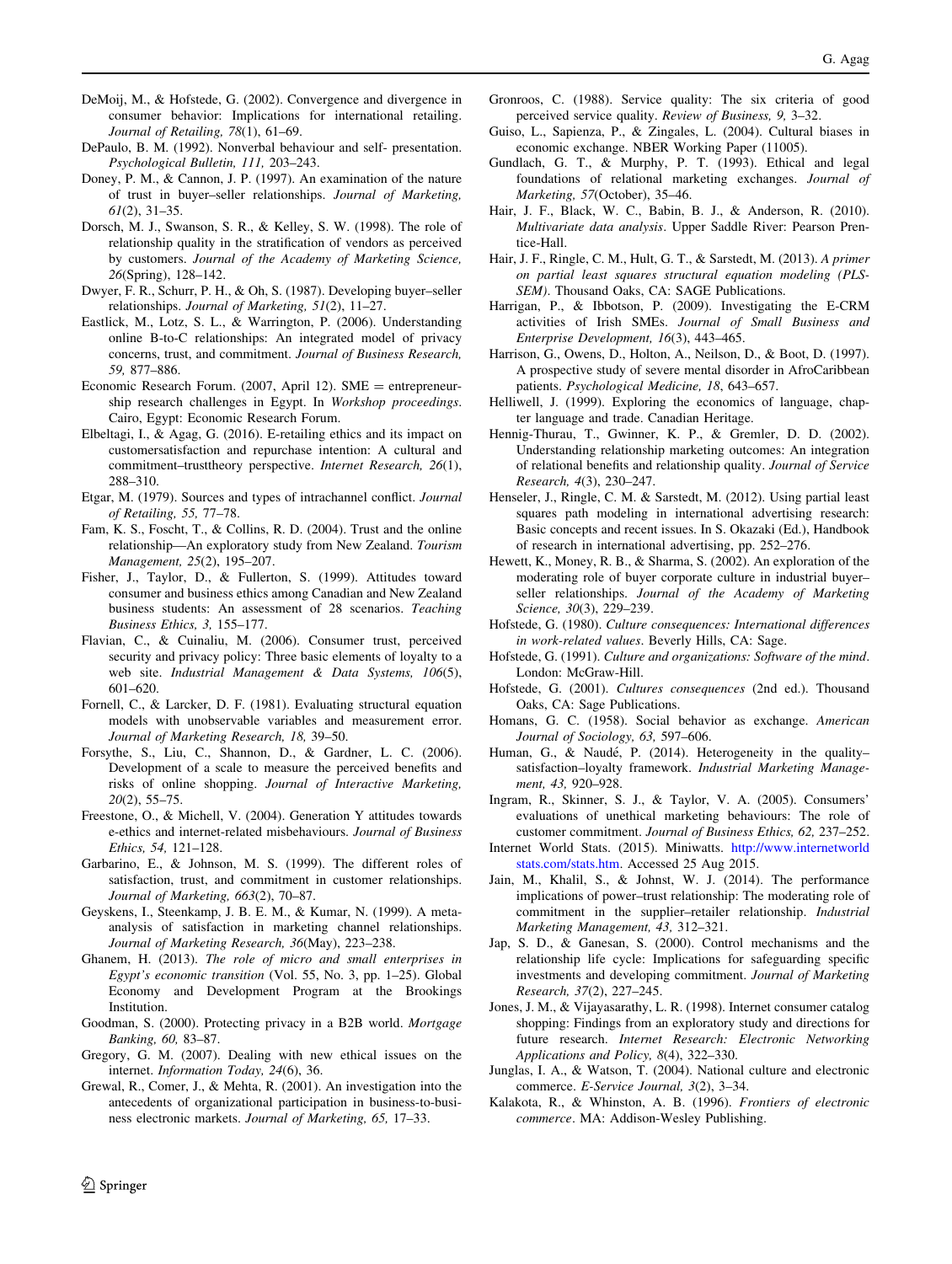DeMoij, M., & Hofstede, G. (2002). Convergence and divergence in consumer behavior: Implications for international retailing. *Journal of Retailing, 78*(1), 61–69.

DePaulo, B. M. (1992). Nonverbal behaviour and self- presentation. *Psychological Bulletin, 111,* 203–243.

Doney, P. M., & Cannon, J. P. (1997). An examination of the nature of trust in buyer–seller relationships. *Journal of Marketing, 61*(2), 31–35.

Dorsch, M. J., Swanson, S. R., & Kelley, S. W. (1998). The role of relationship quality in the stratification of vendors as perceived by customers. *Journal of the Academy of Marketing Science, 26*(Spring), 128–142.

Dwyer, F. R., Schurr, P. H., & Oh, S. (1987). Developing buyer–seller relationships. *Journal of Marketing, 51*(2), 11–27.

Eastlick, M., Lotz, S. L., & Warrington, P. (2006). Understanding online B-to-C relationships: An integrated model of privacy concerns, trust, and commitment. *Journal of Business Research, 59,* 877–886.

Economic Research Forum. (2007, April 12). SME = entrepreneurship research challenges in Egypt. In *Workshop proceedings*. Cairo, Egypt: Economic Research Forum.

Elbeltagi, I., & Agag, G. (2016). E-retailing ethics and its impact on customersatisfaction and repurchase intention: A cultural and commitment–trusttheory perspective. *Internet Research, 26*(1), 288–310.

Etgar, M. (1979). Sources and types of intrachannel conflict. *Journal of Retailing, 55,* 77–78.

Fam, K. S., Foscht, T., & Collins, R. D. (2004). Trust and the online relationship—An exploratory study from New Zealand. *Tourism Management, 25*(2), 195–207.

Fisher, J., Taylor, D., & Fullerton, S. (1999). Attitudes toward consumer and business ethics among Canadian and New Zealand business students: An assessment of 28 scenarios. *Teaching Business Ethics, 3,* 155–177.

Flavian, C., & Cuinaliu, M. (2006). Consumer trust, perceived security and privacy policy: Three basic elements of loyalty to a web site. *Industrial Management & Data Systems, 106*(5), 601–620.

Fornell, C., & Larcker, D. F. (1981). Evaluating structural equation models with unobservable variables and measurement error. *Journal of Marketing Research, 18,* 39–50.

Forsythe, S., Liu, C., Shannon, D., & Gardner, L. C. (2006). Development of a scale to measure the perceived benefits and risks of online shopping. *Journal of Interactive Marketing, 20*(2), 55–75.

Freestone, O., & Michell, V. (2004). Generation Y attitudes towards e-ethics and internet-related misbehaviours. *Journal of Business Ethics, 54,* 121–128.

Garbarino, E., & Johnson, M. S. (1999). The different roles of satisfaction, trust, and commitment in customer relationships. *Journal of Marketing, 663*(2), 70–87.

Geyskens, I., Steenkamp, J. B. E. M., & Kumar, N. (1999). A meta-analysis of satisfaction in marketing channel relationships. *Journal of Marketing Research, 36*(May), 223–238.

Ghanem, H. (2013). *The role of micro and small enterprises in Egypt's economic transition* (Vol. 55, No. 3, pp. 1–25). Global Economy and Development Program at the Brookings Institution.

Goodman, S. (2000). Protecting privacy in a B2B world. *Mortgage Banking, 60,* 83–87.

Gregory, G. M. (2007). Dealing with new ethical issues on the internet. *Information Today, 24*(6), 36.

Grewal, R., Comer, J., & Mehta, R. (2001). An investigation into the antecedents of organizational participation in business-to-business electronic markets. *Journal of Marketing, 65,* 17–33.

Gronroos, C. (1988). Service quality: The six criteria of good perceived service quality. *Review of Business, 9,* 3–32.

Guiso, L., Sapienza, P., & Zingales, L. (2004). Cultural biases in economic exchange. NBER Working Paper (11005).

Gundlach, G. T., & Murphy, P. T. (1993). Ethical and legal foundations of relational marketing exchanges. *Journal of Marketing, 57*(October), 35–46.

Hair, J. F., Black, W. C., Babin, B. J., & Anderson, R. (2010). *Multivariate data analysis*. Upper Saddle River: Pearson Prentice-Hall.

Hair, J. F., Ringle, C. M., Hult, G. T., & Sarstedt, M. (2013). *A primer on partial least squares structural equation modeling (PLS-SEM)*. Thousand Oaks, CA: SAGE Publications.

Harrigan, P., & Ibbotson, P. (2009). Investigating the E-CRM activities of Irish SMEs. *Journal of Small Business and Enterprise Development, 16*(3), 443–465.

Harrison, G., Owens, D., Holton, A., Neilson, D., & Boot, D. (1997). A prospective study of severe mental disorder in AfroCaribbean patients. *Psychological Medicine, 18*, 643–657.

Helliwell, J. (1999). Exploring the economics of language, chapter language and trade. Canadian Heritage.

Hennig-Thurau, T., Gwinner, K. P., & Gremler, D. D. (2002). Understanding relationship marketing outcomes: An integration of relational benefits and relationship quality. *Journal of Service Research, 4*(3), 230–247.

Henseler, J., Ringle, C. M. & Sarstedt, M. (2012). Using partial least squares path modeling in international advertising research: Basic concepts and recent issues. In S. Okazaki (Ed.), Handbook of research in international advertising, pp. 252–276.

Hewett, K., Money, R. B., & Sharma, S. (2002). An exploration of the moderating role of buyer corporate culture in industrial buyer–seller relationships. *Journal of the Academy of Marketing Science, 30*(3), 229–239.

Hofstede, G. (1980). *Culture consequences: International differences in work-related values*. Beverly Hills, CA: Sage.

Hofstede, G. (1991). *Culture and organizations: Software of the mind*. London: McGraw-Hill.

Hofstede, G. (2001). *Cultures consequences* (2nd ed.). Thousand Oaks, CA: Sage Publications.

Homans, G. C. (1958). Social behavior as exchange. *American Journal of Sociology, 63,* 597–606.

Human, G., & Naudé, P. (2014). Heterogeneity in the quality–satisfaction–loyalty framework. *Industrial Marketing Management, 43,* 920–928.

Ingram, R., Skinner, S. J., & Taylor, V. A. (2005). Consumers' evaluations of unethical marketing behaviours: The role of customer commitment. *Journal of Business Ethics, 62,* 237–252.

Internet World Stats. (2015). Miniwatts. http://www.internetworldstats.com/stats.htm. Accessed 25 Aug 2015.

Jain, M., Khalil, S., & Johnst, W. J. (2014). The performance implications of power–trust relationship: The moderating role of commitment in the supplier–retailer relationship. *Industrial Marketing Management, 43,* 312–321.

Jap, S. D., & Ganesan, S. (2000). Control mechanisms and the relationship life cycle: Implications for safeguarding specific investments and developing commitment. *Journal of Marketing Research, 37*(2), 227–245.

Jones, J. M., & Vijayasarathy, L. R. (1998). Internet consumer catalog shopping: Findings from an exploratory study and directions for future research. *Internet Research: Electronic Networking Applications and Policy, 8*(4), 322–330.

Junglas, I. A., & Watson, T. (2004). National culture and electronic commerce. *E-Service Journal, 3*(2), 3–34.

Kalakota, R., & Whinston, A. B. (1996). *Frontiers of electronic commerce*. MA: Addison-Wesley Publishing.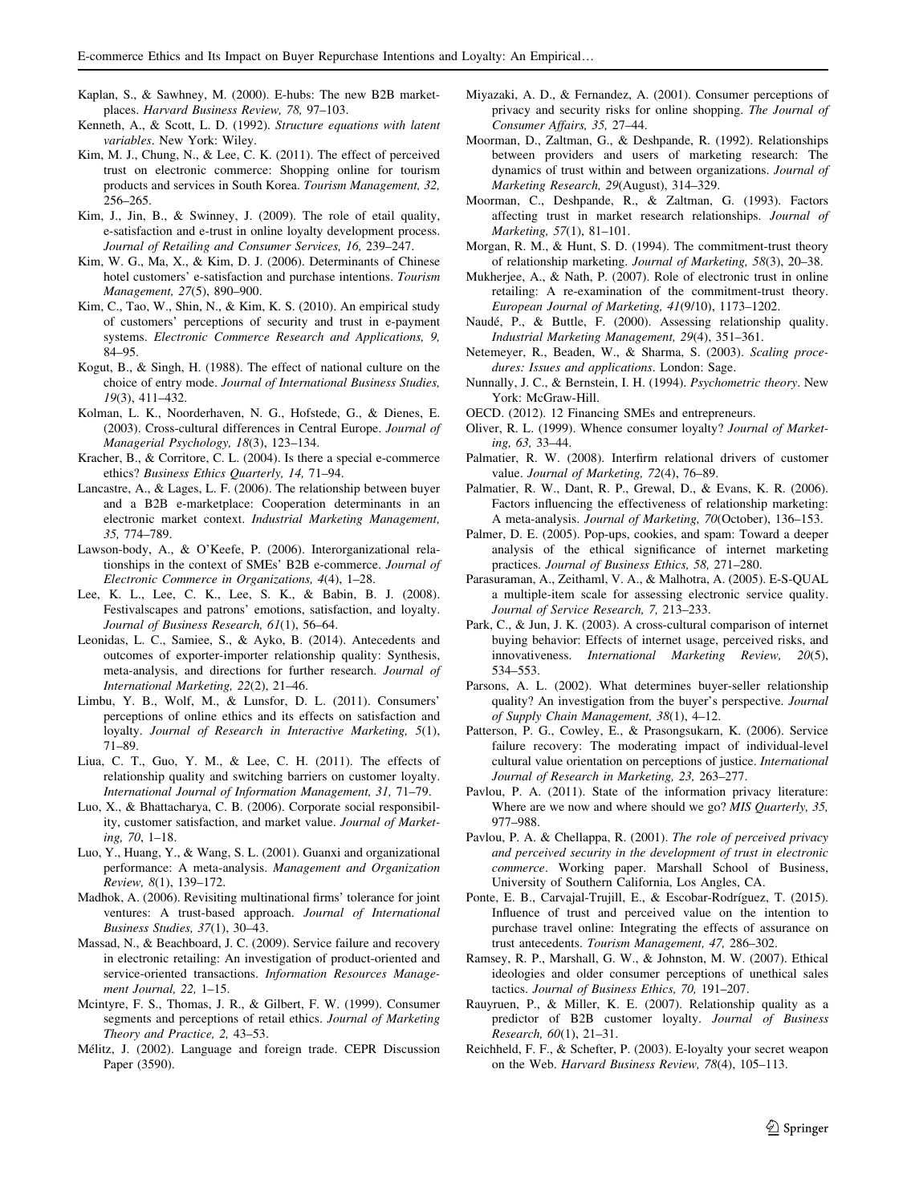Kaplan, S., & Sawhney, M. (2000). E-hubs: The new B2B marketplaces. *Harvard Business Review, 78,* 97–103.

Kenneth, A., & Scott, L. D. (1992). *Structure equations with latent variables*. New York: Wiley.

Kim, M. J., Chung, N., & Lee, C. K. (2011). The effect of perceived trust on electronic commerce: Shopping online for tourism products and services in South Korea. *Tourism Management, 32,* 256–265.

Kim, J., Jin, B., & Swinney, J. (2009). The role of etail quality, e-satisfaction and e-trust in online loyalty development process. *Journal of Retailing and Consumer Services, 16,* 239–247.

Kim, W. G., Ma, X., & Kim, D. J. (2006). Determinants of Chinese hotel customers' e-satisfaction and purchase intentions. *Tourism Management, 27*(5), 890–900.

Kim, C., Tao, W., Shin, N., & Kim, K. S. (2010). An empirical study of customers' perceptions of security and trust in e-payment systems. *Electronic Commerce Research and Applications, 9,* 84–95.

Kogut, B., & Singh, H. (1988). The effect of national culture on the choice of entry mode. *Journal of International Business Studies, 19*(3), 411–432.

Kolman, L. K., Noorderhaven, N. G., Hofstede, G., & Dienes, E. (2003). Cross-cultural differences in Central Europe. *Journal of Managerial Psychology, 18*(3), 123–134.

Kracher, B., & Corritore, C. L. (2004). Is there a special e-commerce ethics? *Business Ethics Quarterly, 14,* 71–94.

Lancastre, A., & Lages, L. F. (2006). The relationship between buyer and a B2B e-marketplace: Cooperation determinants in an electronic market context. *Industrial Marketing Management, 35,* 774–789.

Lawson-body, A., & O'Keefe, P. (2006). Interorganizational relationships in the context of SMEs' B2B e-commerce. *Journal of Electronic Commerce in Organizations, 4*(4), 1–28.

Lee, K. L., Lee, C. K., Lee, S. K., & Babin, B. J. (2008). Festivalscapes and patrons' emotions, satisfaction, and loyalty. *Journal of Business Research, 61*(1), 56–64.

Leonidas, L. C., Samiee, S., & Ayko, B. (2014). Antecedents and outcomes of exporter-importer relationship quality: Synthesis, meta-analysis, and directions for further research. *Journal of International Marketing, 22*(2), 21–46.

Limbu, Y. B., Wolf, M., & Lunsfor, D. L. (2011). Consumers' perceptions of online ethics and its effects on satisfaction and loyalty. *Journal of Research in Interactive Marketing, 5*(1), 71–89.

Liua, C. T., Guo, Y. M., & Lee, C. H. (2011). The effects of relationship quality and switching barriers on customer loyalty. *International Journal of Information Management, 31,* 71–79.

Luo, X., & Bhattacharya, C. B. (2006). Corporate social responsibility, customer satisfaction, and market value. *Journal of Marketing, 70*, 1–18.

Luo, Y., Huang, Y., & Wang, S. L. (2001). Guanxi and organizational performance: A meta-analysis. *Management and Organization Review, 8*(1), 139–172.

Madhok, A. (2006). Revisiting multinational firms' tolerance for joint ventures: A trust-based approach. *Journal of International Business Studies, 37*(1), 30–43.

Massad, N., & Beachboard, J. C. (2009). Service failure and recovery in electronic retailing: An investigation of product-oriented and service-oriented transactions. *Information Resources Management Journal, 22,* 1–15.

Mcintyre, F. S., Thomas, J. R., & Gilbert, F. W. (1999). Consumer segments and perceptions of retail ethics. *Journal of Marketing Theory and Practice, 2,* 43–53.

Mélitz, J. (2002). Language and foreign trade. CEPR Discussion Paper (3590).

Miyazaki, A. D., & Fernandez, A. (2001). Consumer perceptions of privacy and security risks for online shopping. *The Journal of Consumer Affairs, 35,* 27–44.

Moorman, D., Zaltman, G., & Deshpande, R. (1992). Relationships between providers and users of marketing research: The dynamics of trust within and between organizations. *Journal of Marketing Research, 29*(August), 314–329.

Moorman, C., Deshpande, R., & Zaltman, G. (1993). Factors affecting trust in market research relationships. *Journal of Marketing, 57*(1), 81–101.

Morgan, R. M., & Hunt, S. D. (1994). The commitment-trust theory of relationship marketing. *Journal of Marketing, 58*(3), 20–38.

Mukherjee, A., & Nath, P. (2007). Role of electronic trust in online retailing: A re-examination of the commitment-trust theory. *European Journal of Marketing, 41*(9/10), 1173–1202.

Naudé, P., & Buttle, F. (2000). Assessing relationship quality. *Industrial Marketing Management, 29*(4), 351–361.

Netemeyer, R., Beaden, W., & Sharma, S. (2003). *Scaling procedures: Issues and applications*. London: Sage.

Nunnally, J. C., & Bernstein, I. H. (1994). *Psychometric theory*. New York: McGraw-Hill.

OECD. (2012). 12 Financing SMEs and entrepreneurs.

Oliver, R. L. (1999). Whence consumer loyalty? *Journal of Marketing, 63,* 33–44.

Palmatier, R. W. (2008). Interfirm relational drivers of customer value. *Journal of Marketing, 72*(4), 76–89.

Palmatier, R. W., Dant, R. P., Grewal, D., & Evans, K. R. (2006). Factors influencing the effectiveness of relationship marketing: A meta-analysis. *Journal of Marketing, 70*(October), 136–153.

Palmer, D. E. (2005). Pop-ups, cookies, and spam: Toward a deeper analysis of the ethical significance of internet marketing practices. *Journal of Business Ethics, 58,* 271–280.

Parasuraman, A., Zeithaml, V. A., & Malhotra, A. (2005). E-S-QUAL a multiple-item scale for assessing electronic service quality. *Journal of Service Research, 7,* 213–233.

Park, C., & Jun, J. K. (2003). A cross-cultural comparison of internet buying behavior: Effects of internet usage, perceived risks, and innovativeness. *International Marketing Review, 20*(5), 534–553.

Parsons, A. L. (2002). What determines buyer-seller relationship quality? An investigation from the buyer's perspective. *Journal of Supply Chain Management, 38*(1), 4–12.

Patterson, P. G., Cowley, E., & Prasongsukarn, K. (2006). Service failure recovery: The moderating impact of individual-level cultural value orientation on perceptions of justice. *International Journal of Research in Marketing, 23,* 263–277.

Pavlou, P. A. (2011). State of the information privacy literature: Where are we now and where should we go? *MIS Quarterly, 35,* 977–988.

Pavlou, P. A. & Chellappa, R. (2001). *The role of perceived privacy and perceived security in the development of trust in electronic commerce*. Working paper. Marshall School of Business, University of Southern California, Los Angles, CA.

Ponte, E. B., Carvajal-Trujill, E., & Escobar-Rodríguez, T. (2015). Influence of trust and perceived value on the intention to purchase travel online: Integrating the effects of assurance on trust antecedents. *Tourism Management, 47,* 286–302.

Ramsey, R. P., Marshall, G. W., & Johnston, M. W. (2007). Ethical ideologies and older consumer perceptions of unethical sales tactics. *Journal of Business Ethics, 70,* 191–207.

Rauyruen, P., & Miller, K. E. (2007). Relationship quality as a predictor of B2B customer loyalty. *Journal of Business Research, 60*(1), 21–31.

Reichheld, F. F., & Schefter, P. (2003). E-loyalty your secret weapon on the Web. *Harvard Business Review, 78*(4), 105–113.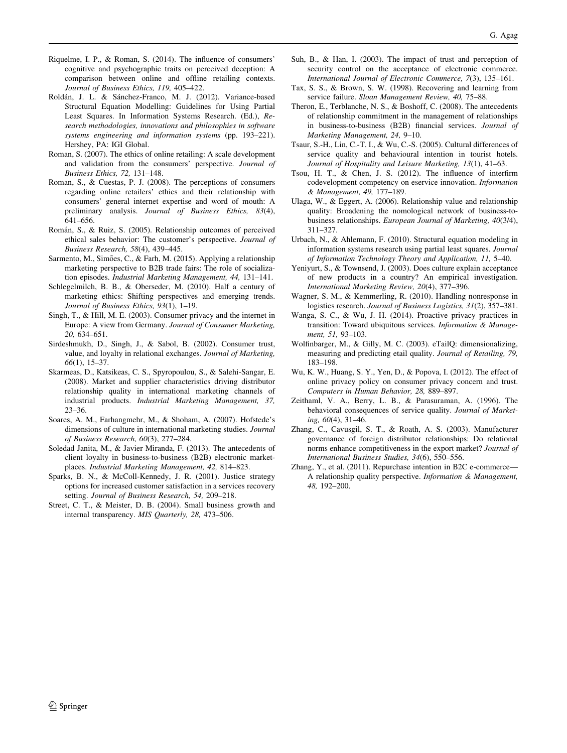Riquelme, I. P., & Roman, S. (2014). The influence of consumers' cognitive and psychographic traits on perceived deception: A comparison between online and offline retailing contexts. *Journal of Business Ethics, 119,* 405–422.

Roldán, J. L. & Sánchez-Franco, M. J. (2012). Variance-based Structural Equation Modelling: Guidelines for Using Partial Least Squares. In Information Systems Research. (Ed.), *Research methodologies, innovations and philosophies in software systems engineering and information systems* (pp. 193–221). Hershey, PA: IGI Global.

Roman, S. (2007). The ethics of online retailing: A scale development and validation from the consumers' perspective. *Journal of Business Ethics, 72,* 131–148.

Roman, S., & Cuestas, P. J. (2008). The perceptions of consumers regarding online retailers' ethics and their relationship with consumers' general internet expertise and word of mouth: A preliminary analysis. *Journal of Business Ethics, 83*(4), 641–656.

Román, S., & Ruiz, S. (2005). Relationship outcomes of perceived ethical sales behavior: The customer's perspective. *Journal of Business Research, 58*(4), 439–445.

Sarmento, M., Simões, C., & Farh, M. (2015). Applying a relationship marketing perspective to B2B trade fairs: The role of socialization episodes. *Industrial Marketing Management, 44,* 131–141.

Schlegelmilch, B. B., & Oberseder, M. (2010). Half a century of marketing ethics: Shifting perspectives and emerging trends. *Journal of Business Ethics, 93*(1), 1–19.

Singh, T., & Hill, M. E. (2003). Consumer privacy and the internet in Europe: A view from Germany. *Journal of Consumer Marketing, 20,* 634–651.

Sirdeshmukh, D., Singh, J., & Sabol, B. (2002). Consumer trust, value, and loyalty in relational exchanges. *Journal of Marketing, 66*(1), 15–37.

Skarmeas, D., Katsikeas, C. S., Spyropoulou, S., & Salehi-Sangar, E. (2008). Market and supplier characteristics driving distributor relationship quality in international marketing channels of industrial products. *Industrial Marketing Management, 37,* 23–36.

Soares, A. M., Farhangmehr, M., & Shoham, A. (2007). Hofstede's dimensions of culture in international marketing studies. *Journal of Business Research, 60*(3), 277–284.

Soledad Janita, M., & Javier Miranda, F. (2013). The antecedents of client loyalty in business-to-business (B2B) electronic marketplaces. *Industrial Marketing Management, 42,* 814–823.

Sparks, B. N., & McColl-Kennedy, J. R. (2001). Justice strategy options for increased customer satisfaction in a services recovery setting. *Journal of Business Research, 54,* 209–218.

Street, C. T., & Meister, D. B. (2004). Small business growth and internal transparency. *MIS Quarterly, 28,* 473–506.

Suh, B., & Han, I. (2003). The impact of trust and perception of security control on the acceptance of electronic commerce. *International Journal of Electronic Commerce, 7*(3), 135–161.

Tax, S. S., & Brown, S. W. (1998). Recovering and learning from service failure. *Sloan Management Review, 40,* 75–88.

Theron, E., Terblanche, N. S., & Boshoff, C. (2008). The antecedents of relationship commitment in the management of relationships in business-to-business (B2B) financial services. *Journal of Marketing Management, 24,* 9–10.

Tsaur, S.-H., Lin, C.-T. I., & Wu, C.-S. (2005). Cultural differences of service quality and behavioural intention in tourist hotels. *Journal of Hospitality and Leisure Marketing, 13*(1), 41–63.

Tsou, H. T., & Chen, J. S. (2012). The influence of interfirm codevelopment competency on eservice innovation. *Information & Management, 49,* 177–189.

Ulaga, W., & Eggert, A. (2006). Relationship value and relationship quality: Broadening the nomological network of business-to-business relationships. *European Journal of Marketing, 40*(3/4), 311–327.

Urbach, N., & Ahlemann, F. (2010). Structural equation modeling in information systems research using partial least squares. *Journal of Information Technology Theory and Application, 11,* 5–40.

Yeniyurt, S., & Townsend, J. (2003). Does culture explain acceptance of new products in a country? An empirical investigation. *International Marketing Review, 20*(4), 377–396.

Wagner, S. M., & Kemmerling, R. (2010). Handling nonresponse in logistics research. *Journal of Business Logistics, 31*(2), 357–381.

Wanga, S. C., & Wu, J. H. (2014). Proactive privacy practices in transition: Toward ubiquitous services. *Information & Management, 51,* 93–103.

Wolfinbarger, M., & Gilly, M. C. (2003). eTailQ: dimensionalizing, measuring and predicting etail quality. *Journal of Retailing, 79,* 183–198.

Wu, K. W., Huang, S. Y., Yen, D., & Popova, I. (2012). The effect of online privacy policy on consumer privacy concern and trust. *Computers in Human Behavior, 28,* 889–897.

Zeithaml, V. A., Berry, L. B., & Parasuraman, A. (1996). The behavioral consequences of service quality. *Journal of Marketing, 60*(4), 31–46.

Zhang, C., Cavusgil, S. T., & Roath, A. S. (2003). Manufacturer governance of foreign distributor relationships: Do relational norms enhance competitiveness in the export market? *Journal of International Business Studies, 34*(6), 550–556.

Zhang, Y., et al. (2011). Repurchase intention in B2C e-commerce—A relationship quality perspective. *Information & Management, 48,* 192–200.